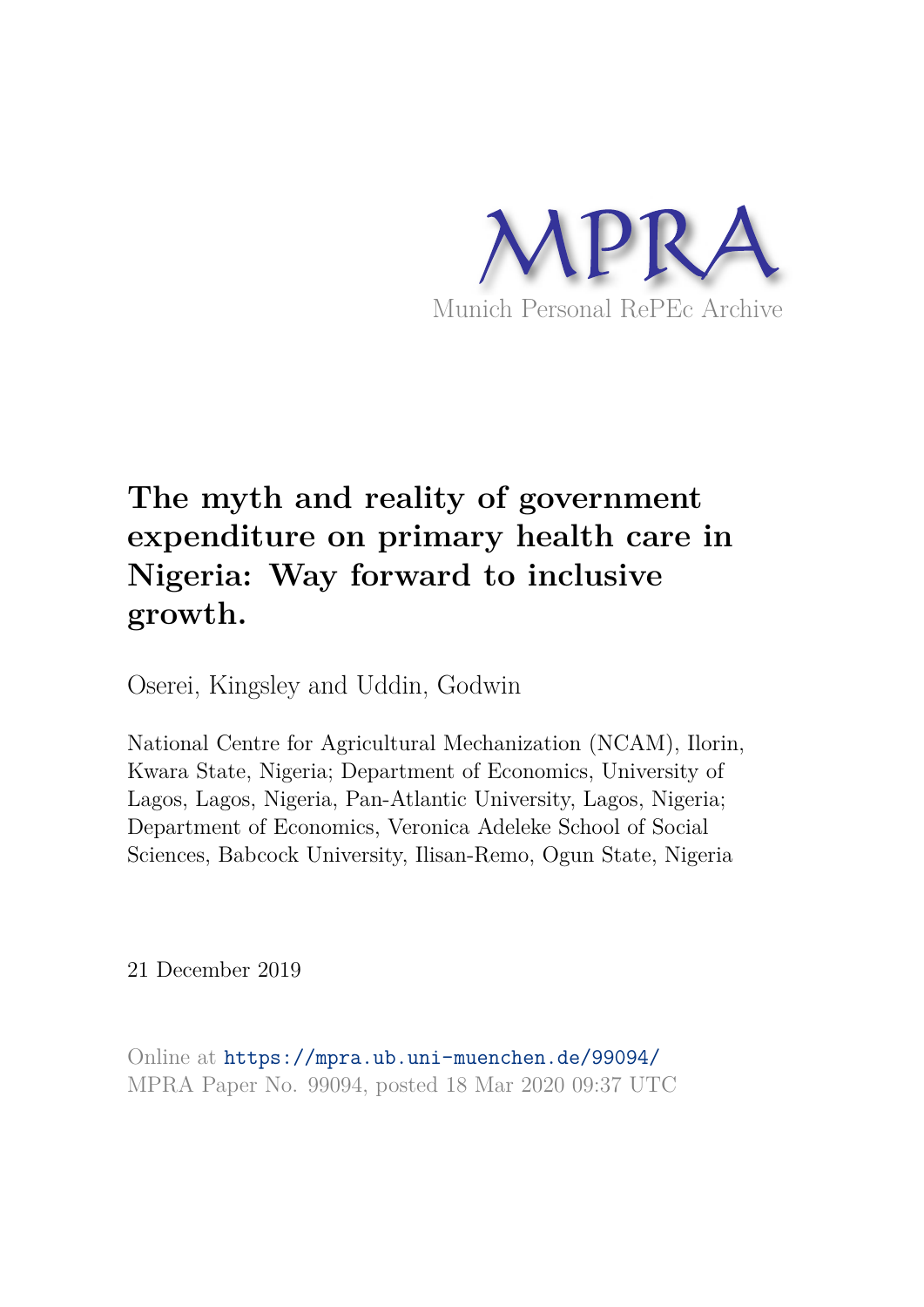MPRA

Munich Personal RePEc Archive

# The myth and reality of government expenditure on primary health care in Nigeria: Way forward to inclusive growth.

Oserei, Kingsley and Uddin, Godwin

National Centre for Agricultural Mechanization (NCAM), Ilorin, Kwara State, Nigeria; Department of Economics, University of Lagos, Lagos, Nigeria, Pan-Atlantic University, Lagos, Nigeria; Department of Economics, Veronica Adeleke School of Social Sciences, Babcock University, Ilisan-Remo, Ogun State, Nigeria

21 December 2019

Online at https://mpra.ub.uni-muenchen.de/99094/
MPRA Paper No. 99094, posted 18 Mar 2020 09:37 UTC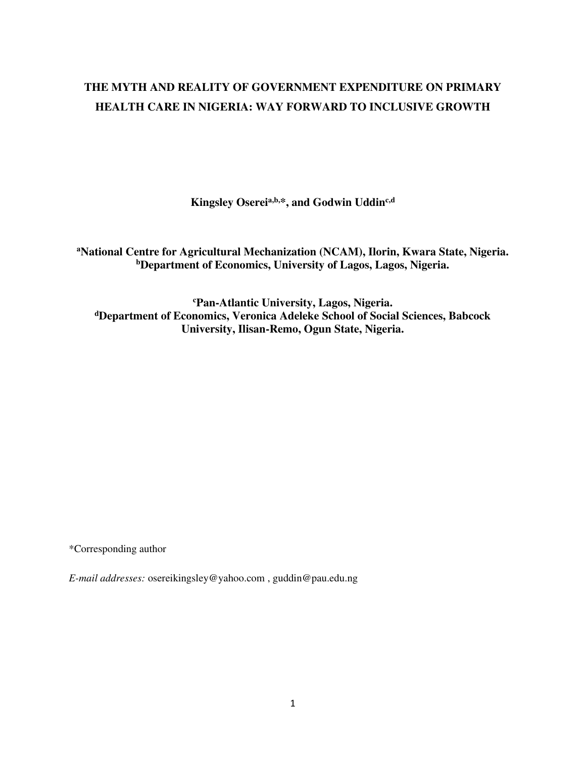# THE MYTH AND REALITY OF GOVERNMENT EXPENDITURE ON PRIMARY HEALTH CARE IN NIGERIA: WAY FORWARD TO INCLUSIVE GROWTH

**Kingsley Oserei[a,b,*], and Godwin Uddin[c,d]**

**[a]National Centre for Agricultural Mechanization (NCAM), Ilorin, Kwara State, Nigeria.**
**[b]Department of Economics, University of Lagos, Lagos, Nigeria.**

**[c]Pan-Atlantic University, Lagos, Nigeria.**
**[d]Department of Economics, Veronica Adeleke School of Social Sciences, Babcock University, Ilisan-Remo, Ogun State, Nigeria.**

*Corresponding author

*E-mail addresses:* osereikingsley@yahoo.com , guddin@pau.edu.ng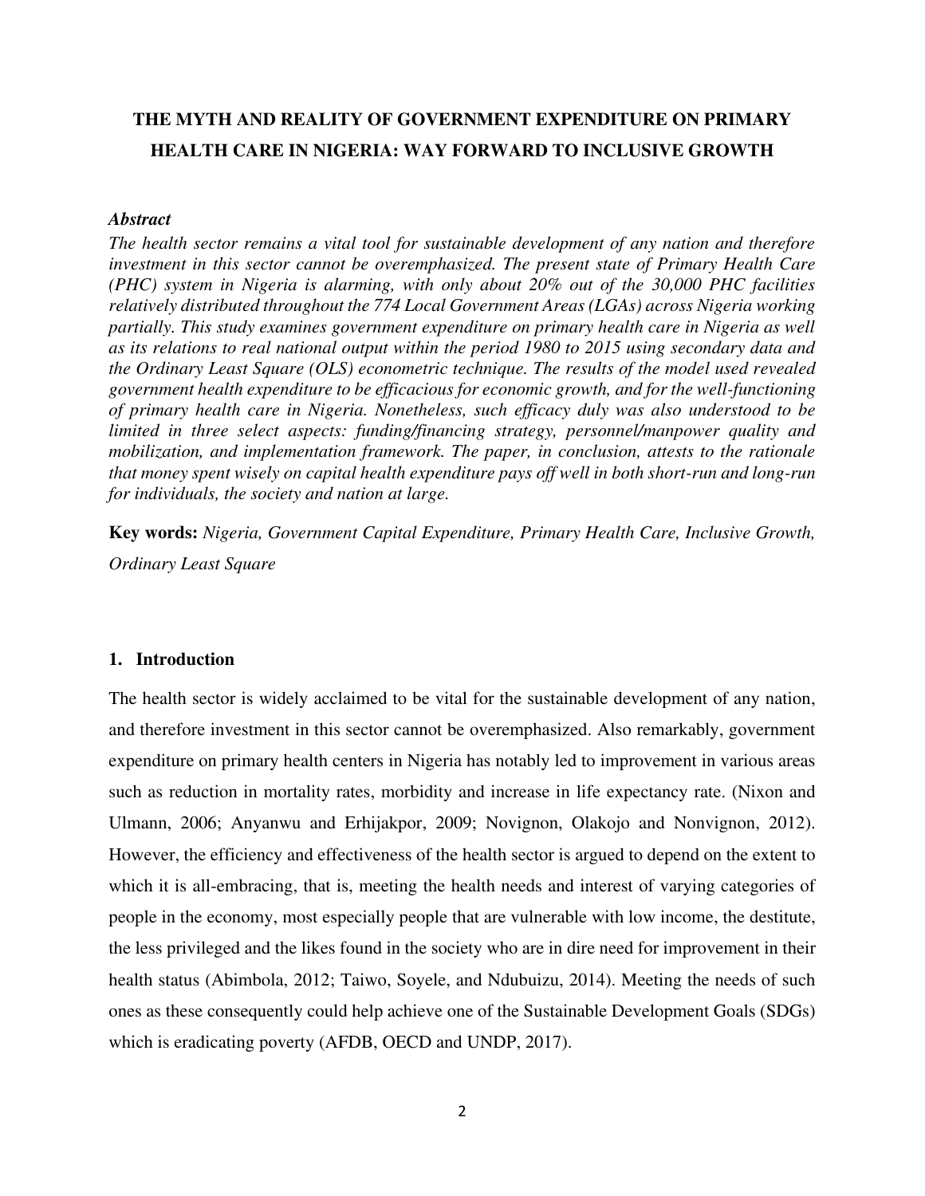# THE MYTH AND REALITY OF GOVERNMENT EXPENDITURE ON PRIMARY HEALTH CARE IN NIGERIA: WAY FORWARD TO INCLUSIVE GROWTH

***Abstract***

*The health sector remains a vital tool for sustainable development of any nation and therefore investment in this sector cannot be overemphasized. The present state of Primary Health Care (PHC) system in Nigeria is alarming, with only about 20% out of the 30,000 PHC facilities relatively distributed throughout the 774 Local Government Areas (LGAs) across Nigeria working partially. This study examines government expenditure on primary health care in Nigeria as well as its relations to real national output within the period 1980 to 2015 using secondary data and the Ordinary Least Square (OLS) econometric technique. The results of the model used revealed government health expenditure to be efficacious for economic growth, and for the well-functioning of primary health care in Nigeria. Nonetheless, such efficacy duly was also understood to be limited in three select aspects: funding/financing strategy, personnel/manpower quality and mobilization, and implementation framework. The paper, in conclusion, attests to the rationale that money spent wisely on capital health expenditure pays off well in both short-run and long-run for individuals, the society and nation at large.*

**Key words:** *Nigeria, Government Capital Expenditure, Primary Health Care, Inclusive Growth, Ordinary Least Square*

## 1. Introduction

The health sector is widely acclaimed to be vital for the sustainable development of any nation, and therefore investment in this sector cannot be overemphasized. Also remarkably, government expenditure on primary health centers in Nigeria has notably led to improvement in various areas such as reduction in mortality rates, morbidity and increase in life expectancy rate. (Nixon and Ulmann, 2006; Anyanwu and Erhijakpor, 2009; Novignon, Olakojo and Nonvignon, 2012). However, the efficiency and effectiveness of the health sector is argued to depend on the extent to which it is all-embracing, that is, meeting the health needs and interest of varying categories of people in the economy, most especially people that are vulnerable with low income, the destitute, the less privileged and the likes found in the society who are in dire need for improvement in their health status (Abimbola, 2012; Taiwo, Soyele, and Ndubuizu, 2014). Meeting the needs of such ones as these consequently could help achieve one of the Sustainable Development Goals (SDGs) which is eradicating poverty (AFDB, OECD and UNDP, 2017).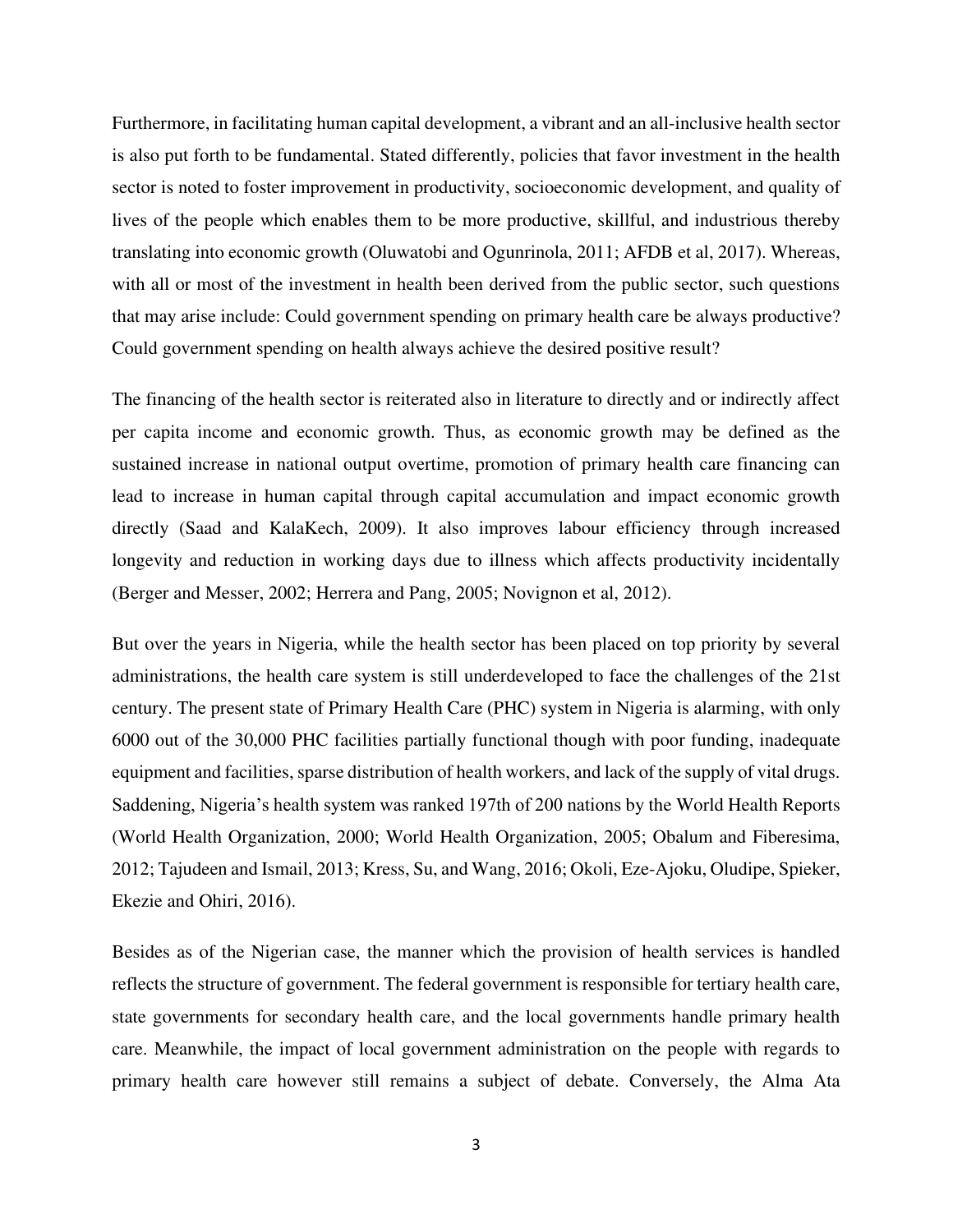Furthermore, in facilitating human capital development, a vibrant and an all-inclusive health sector is also put forth to be fundamental. Stated differently, policies that favor investment in the health sector is noted to foster improvement in productivity, socioeconomic development, and quality of lives of the people which enables them to be more productive, skillful, and industrious thereby translating into economic growth (Oluwatobi and Ogunrinola, 2011; AFDB et al, 2017). Whereas, with all or most of the investment in health been derived from the public sector, such questions that may arise include: Could government spending on primary health care be always productive? Could government spending on health always achieve the desired positive result?

The financing of the health sector is reiterated also in literature to directly and or indirectly affect per capita income and economic growth. Thus, as economic growth may be defined as the sustained increase in national output overtime, promotion of primary health care financing can lead to increase in human capital through capital accumulation and impact economic growth directly (Saad and KalaKech, 2009). It also improves labour efficiency through increased longevity and reduction in working days due to illness which affects productivity incidentally (Berger and Messer, 2002; Herrera and Pang, 2005; Novignon et al, 2012).

But over the years in Nigeria, while the health sector has been placed on top priority by several administrations, the health care system is still underdeveloped to face the challenges of the 21st century. The present state of Primary Health Care (PHC) system in Nigeria is alarming, with only 6000 out of the 30,000 PHC facilities partially functional though with poor funding, inadequate equipment and facilities, sparse distribution of health workers, and lack of the supply of vital drugs. Saddening, Nigeria's health system was ranked 197th of 200 nations by the World Health Reports (World Health Organization, 2000; World Health Organization, 2005; Obalum and Fiberesima, 2012; Tajudeen and Ismail, 2013; Kress, Su, and Wang, 2016; Okoli, Eze-Ajoku, Oludipe, Spieker, Ekezie and Ohiri, 2016).

Besides as of the Nigerian case, the manner which the provision of health services is handled reflects the structure of government. The federal government is responsible for tertiary health care, state governments for secondary health care, and the local governments handle primary health care. Meanwhile, the impact of local government administration on the people with regards to primary health care however still remains a subject of debate. Conversely, the Alma Ata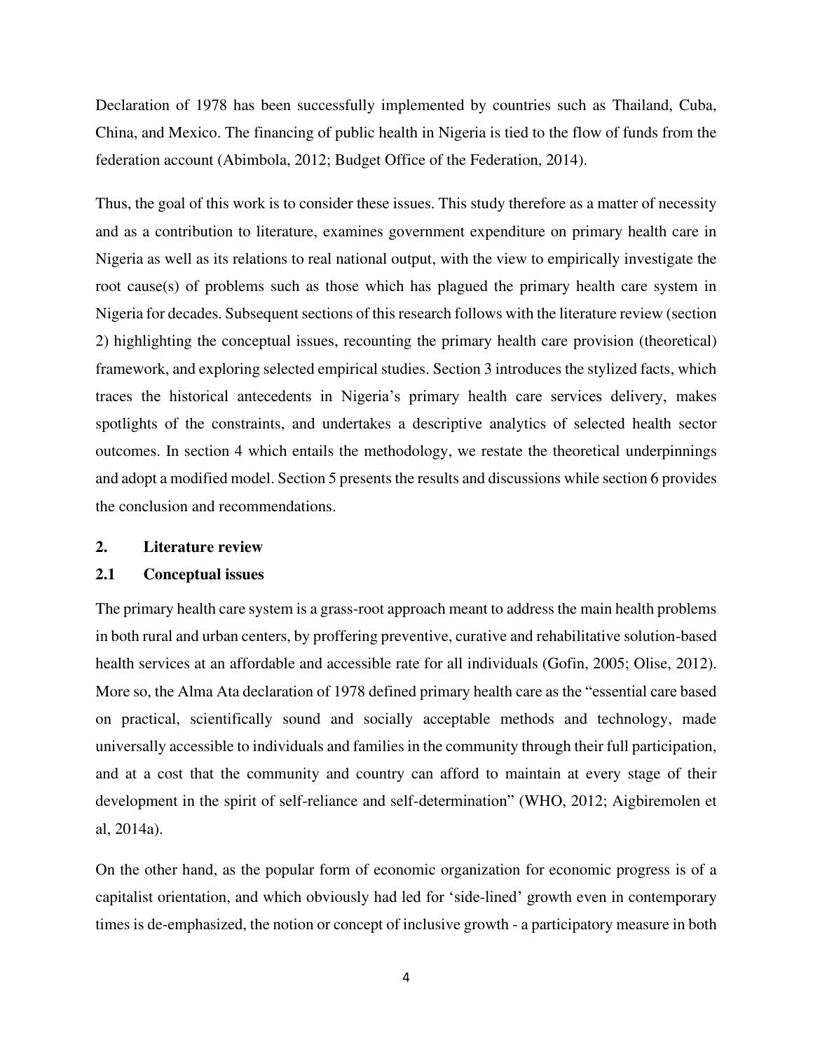Declaration of 1978 has been successfully implemented by countries such as Thailand, Cuba, China, and Mexico. The financing of public health in Nigeria is tied to the flow of funds from the federation account (Abimbola, 2012; Budget Office of the Federation, 2014).

Thus, the goal of this work is to consider these issues. This study therefore as a matter of necessity and as a contribution to literature, examines government expenditure on primary health care in Nigeria as well as its relations to real national output, with the view to empirically investigate the root cause(s) of problems such as those which has plagued the primary health care system in Nigeria for decades. Subsequent sections of this research follows with the literature review (section 2) highlighting the conceptual issues, recounting the primary health care provision (theoretical) framework, and exploring selected empirical studies. Section 3 introduces the stylized facts, which traces the historical antecedents in Nigeria's primary health care services delivery, makes spotlights of the constraints, and undertakes a descriptive analytics of selected health sector outcomes. In section 4 which entails the methodology, we restate the theoretical underpinnings and adopt a modified model. Section 5 presents the results and discussions while section 6 provides the conclusion and recommendations.

## 2. Literature review

### 2.1 Conceptual issues

The primary health care system is a grass-root approach meant to address the main health problems in both rural and urban centers, by proffering preventive, curative and rehabilitative solution-based health services at an affordable and accessible rate for all individuals (Gofin, 2005; Olise, 2012). More so, the Alma Ata declaration of 1978 defined primary health care as the "essential care based on practical, scientifically sound and socially acceptable methods and technology, made universally accessible to individuals and families in the community through their full participation, and at a cost that the community and country can afford to maintain at every stage of their development in the spirit of self-reliance and self-determination" (WHO, 2012; Aigbiremolen et al, 2014a).

On the other hand, as the popular form of economic organization for economic progress is of a capitalist orientation, and which obviously had led for 'side-lined' growth even in contemporary times is de-emphasized, the notion or concept of inclusive growth - a participatory measure in both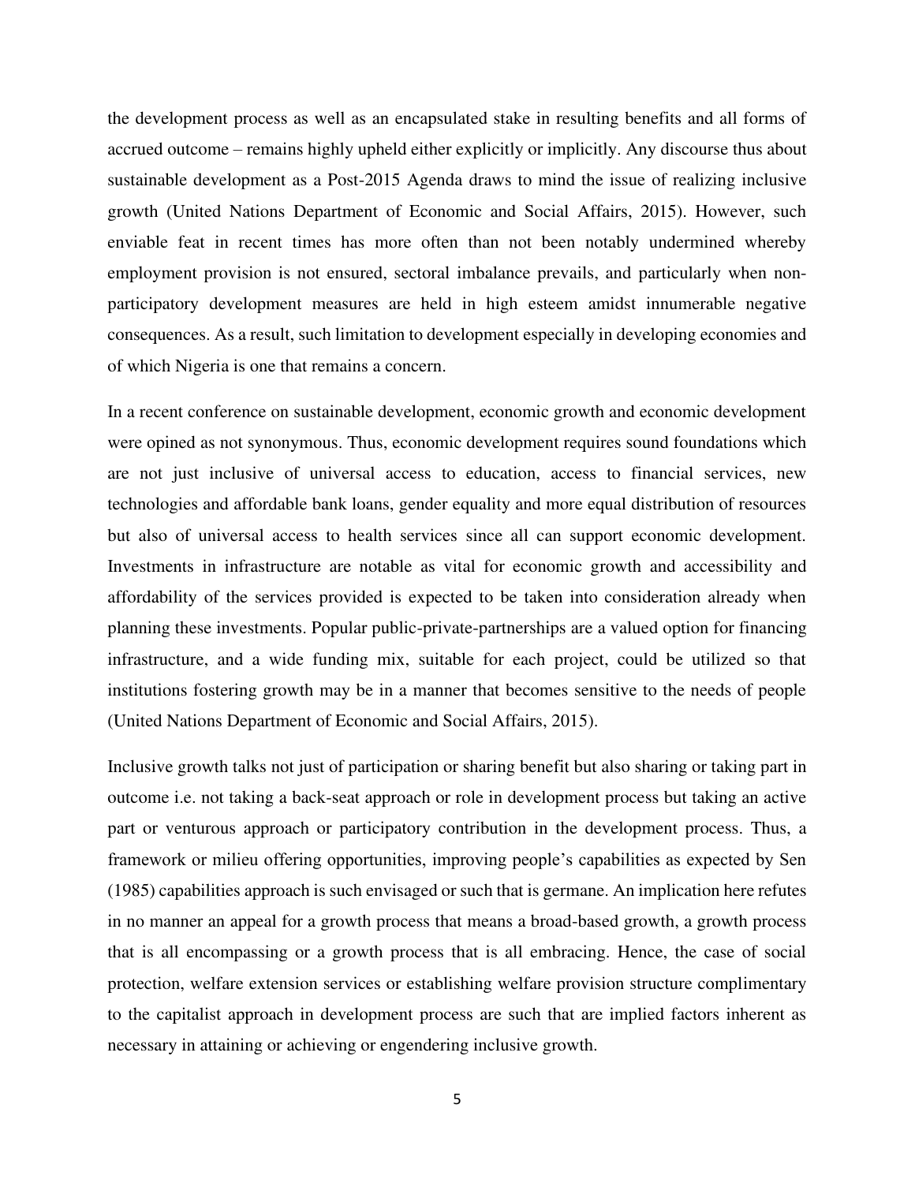the development process as well as an encapsulated stake in resulting benefits and all forms of accrued outcome – remains highly upheld either explicitly or implicitly. Any discourse thus about sustainable development as a Post-2015 Agenda draws to mind the issue of realizing inclusive growth (United Nations Department of Economic and Social Affairs, 2015). However, such enviable feat in recent times has more often than not been notably undermined whereby employment provision is not ensured, sectoral imbalance prevails, and particularly when non-participatory development measures are held in high esteem amidst innumerable negative consequences. As a result, such limitation to development especially in developing economies and of which Nigeria is one that remains a concern.

In a recent conference on sustainable development, economic growth and economic development were opined as not synonymous. Thus, economic development requires sound foundations which are not just inclusive of universal access to education, access to financial services, new technologies and affordable bank loans, gender equality and more equal distribution of resources but also of universal access to health services since all can support economic development. Investments in infrastructure are notable as vital for economic growth and accessibility and affordability of the services provided is expected to be taken into consideration already when planning these investments. Popular public-private-partnerships are a valued option for financing infrastructure, and a wide funding mix, suitable for each project, could be utilized so that institutions fostering growth may be in a manner that becomes sensitive to the needs of people (United Nations Department of Economic and Social Affairs, 2015).

Inclusive growth talks not just of participation or sharing benefit but also sharing or taking part in outcome i.e. not taking a back-seat approach or role in development process but taking an active part or venturous approach or participatory contribution in the development process. Thus, a framework or milieu offering opportunities, improving people's capabilities as expected by Sen (1985) capabilities approach is such envisaged or such that is germane. An implication here refutes in no manner an appeal for a growth process that means a broad-based growth, a growth process that is all encompassing or a growth process that is all embracing. Hence, the case of social protection, welfare extension services or establishing welfare provision structure complimentary to the capitalist approach in development process are such that are implied factors inherent as necessary in attaining or achieving or engendering inclusive growth.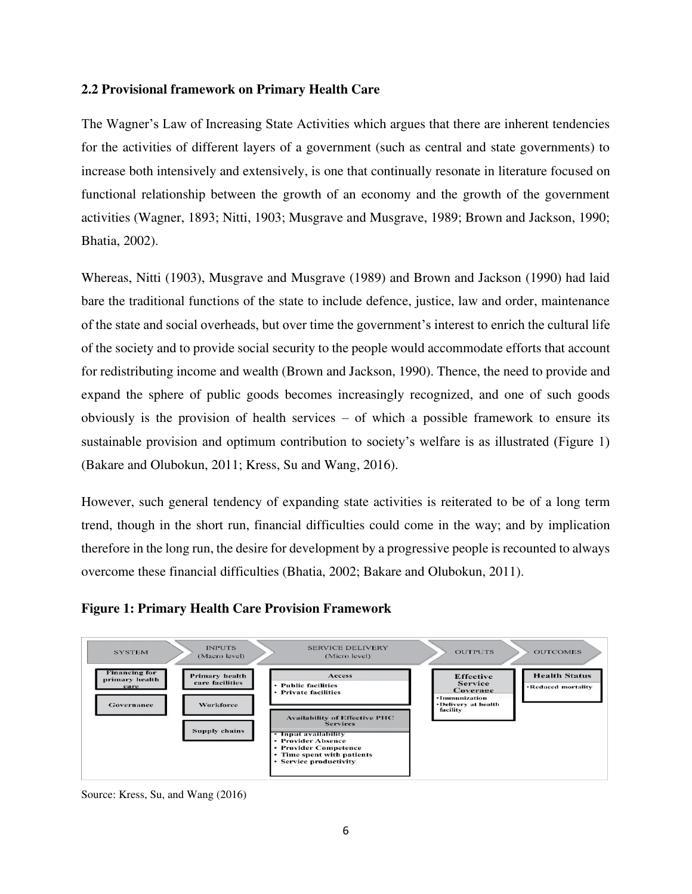## 2.2 Provisional framework on Primary Health Care

The Wagner's Law of Increasing State Activities which argues that there are inherent tendencies for the activities of different layers of a government (such as central and state governments) to increase both intensively and extensively, is one that continually resonate in literature focused on functional relationship between the growth of an economy and the growth of the government activities (Wagner, 1893; Nitti, 1903; Musgrave and Musgrave, 1989; Brown and Jackson, 1990; Bhatia, 2002).

Whereas, Nitti (1903), Musgrave and Musgrave (1989) and Brown and Jackson (1990) had laid bare the traditional functions of the state to include defence, justice, law and order, maintenance of the state and social overheads, but over time the government's interest to enrich the cultural life of the society and to provide social security to the people would accommodate efforts that account for redistributing income and wealth (Brown and Jackson, 1990). Thence, the need to provide and expand the sphere of public goods becomes increasingly recognized, and one of such goods obviously is the provision of health services – of which a possible framework to ensure its sustainable provision and optimum contribution to society's welfare is as illustrated (Figure 1) (Bakare and Olubokun, 2011; Kress, Su and Wang, 2016).

However, such general tendency of expanding state activities is reiterated to be of a long term trend, though in the short run, financial difficulties could come in the way; and by implication therefore in the long run, the desire for development by a progressive people is recounted to always overcome these financial difficulties (Bhatia, 2002; Bakare and Olubokun, 2011).

**Figure 1: Primary Health Care Provision Framework**

| SYSTEM | INPUTS (Macro level) | SERVICE DELIVERY (Micro level) | OUTPUTS | OUTCOMES |
|---|---|---|---|---|
| Financing for primary health care | Primary health care facilities | **Access**<br>• Public facilities<br>• Private facilities | **Effective Service Coverage**<br>• Immunization<br>• Delivery at health facility | **Health Status**<br>• Reduced mortality |
| Governance | Workforce | **Availability of Effective PHC Services**<br>• Input availability<br>• Provider Absence<br>• Provider Competence<br>• Time spent with patients<br>• Service productivity | | |
| | Supply chains | | | |

Source: Kress, Su, and Wang (2016)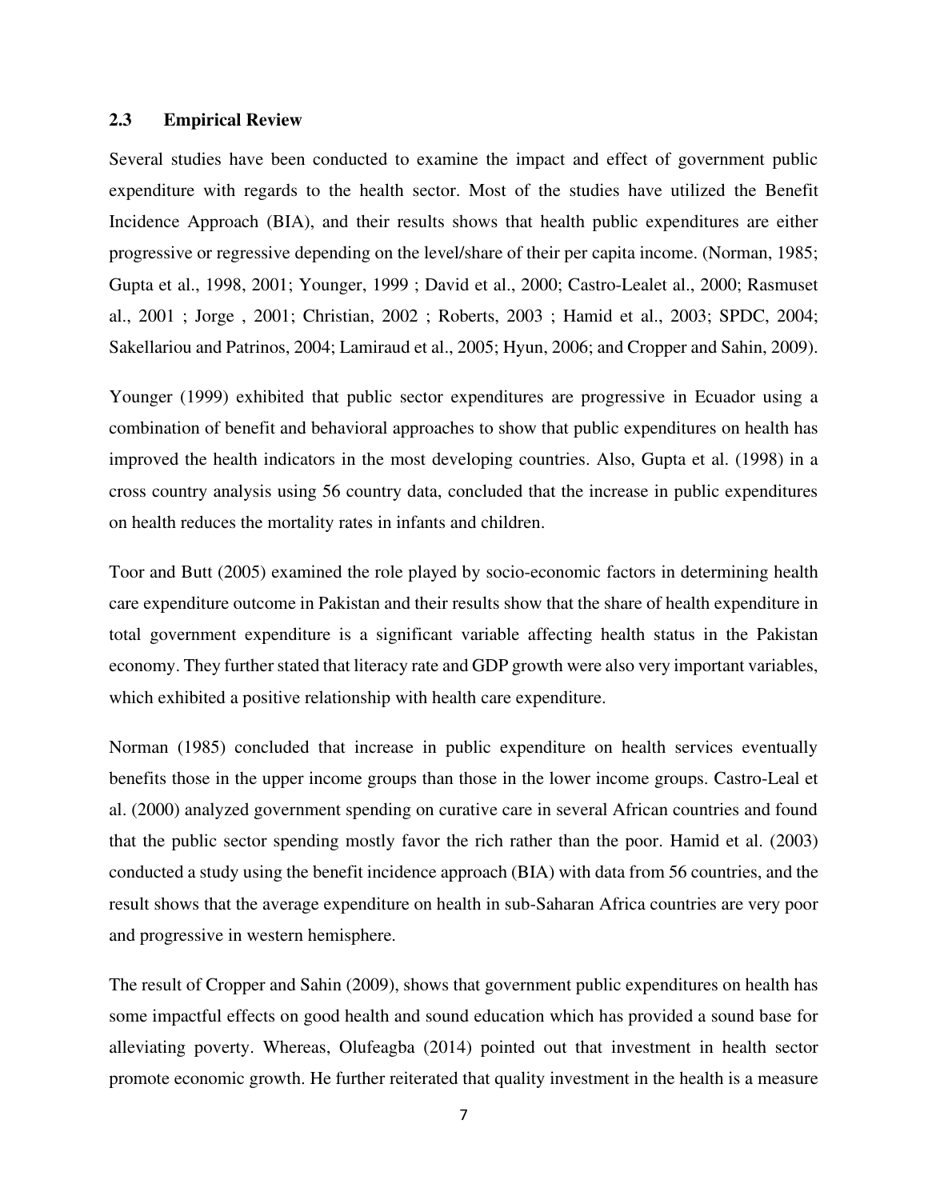### 2.3 Empirical Review

Several studies have been conducted to examine the impact and effect of government public expenditure with regards to the health sector. Most of the studies have utilized the Benefit Incidence Approach (BIA), and their results shows that health public expenditures are either progressive or regressive depending on the level/share of their per capita income. (Norman, 1985; Gupta et al., 1998, 2001; Younger, 1999 ; David et al., 2000; Castro-Lealet al., 2000; Rasmuset al., 2001 ; Jorge , 2001; Christian, 2002 ; Roberts, 2003 ; Hamid et al., 2003; SPDC, 2004; Sakellariou and Patrinos, 2004; Lamiraud et al., 2005; Hyun, 2006; and Cropper and Sahin, 2009).

Younger (1999) exhibited that public sector expenditures are progressive in Ecuador using a combination of benefit and behavioral approaches to show that public expenditures on health has improved the health indicators in the most developing countries. Also, Gupta et al. (1998) in a cross country analysis using 56 country data, concluded that the increase in public expenditures on health reduces the mortality rates in infants and children.

Toor and Butt (2005) examined the role played by socio-economic factors in determining health care expenditure outcome in Pakistan and their results show that the share of health expenditure in total government expenditure is a significant variable affecting health status in the Pakistan economy. They further stated that literacy rate and GDP growth were also very important variables, which exhibited a positive relationship with health care expenditure.

Norman (1985) concluded that increase in public expenditure on health services eventually benefits those in the upper income groups than those in the lower income groups. Castro-Leal et al. (2000) analyzed government spending on curative care in several African countries and found that the public sector spending mostly favor the rich rather than the poor. Hamid et al. (2003) conducted a study using the benefit incidence approach (BIA) with data from 56 countries, and the result shows that the average expenditure on health in sub-Saharan Africa countries are very poor and progressive in western hemisphere.

The result of Cropper and Sahin (2009), shows that government public expenditures on health has some impactful effects on good health and sound education which has provided a sound base for alleviating poverty. Whereas, Olufeagba (2014) pointed out that investment in health sector promote economic growth. He further reiterated that quality investment in the health is a measure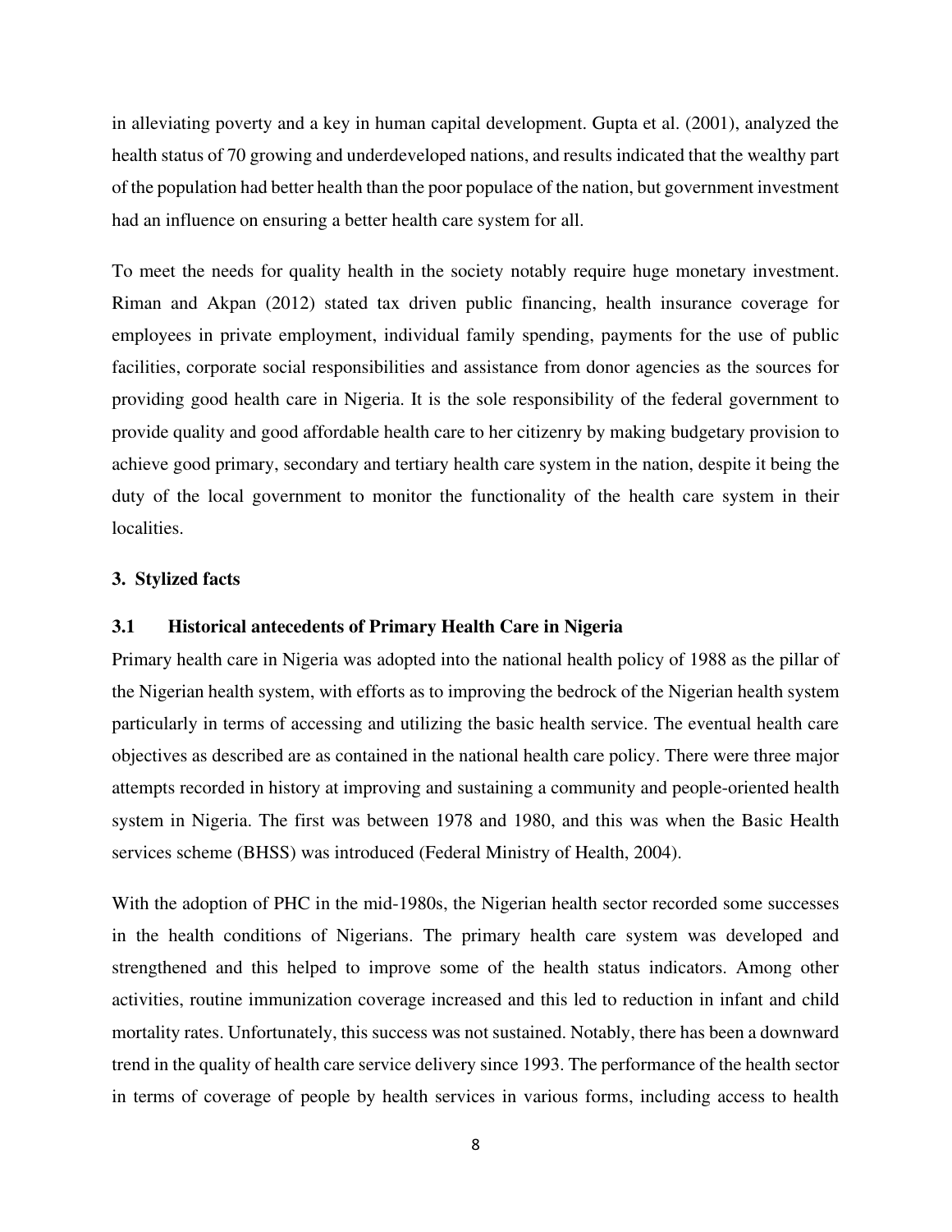in alleviating poverty and a key in human capital development. Gupta et al. (2001), analyzed the health status of 70 growing and underdeveloped nations, and results indicated that the wealthy part of the population had better health than the poor populace of the nation, but government investment had an influence on ensuring a better health care system for all.

To meet the needs for quality health in the society notably require huge monetary investment. Riman and Akpan (2012) stated tax driven public financing, health insurance coverage for employees in private employment, individual family spending, payments for the use of public facilities, corporate social responsibilities and assistance from donor agencies as the sources for providing good health care in Nigeria. It is the sole responsibility of the federal government to provide quality and good affordable health care to her citizenry by making budgetary provision to achieve good primary, secondary and tertiary health care system in the nation, despite it being the duty of the local government to monitor the functionality of the health care system in their localities.

## 3. Stylized facts

### 3.1 Historical antecedents of Primary Health Care in Nigeria

Primary health care in Nigeria was adopted into the national health policy of 1988 as the pillar of the Nigerian health system, with efforts as to improving the bedrock of the Nigerian health system particularly in terms of accessing and utilizing the basic health service. The eventual health care objectives as described are as contained in the national health care policy. There were three major attempts recorded in history at improving and sustaining a community and people-oriented health system in Nigeria. The first was between 1978 and 1980, and this was when the Basic Health services scheme (BHSS) was introduced (Federal Ministry of Health, 2004).

With the adoption of PHC in the mid-1980s, the Nigerian health sector recorded some successes in the health conditions of Nigerians. The primary health care system was developed and strengthened and this helped to improve some of the health status indicators. Among other activities, routine immunization coverage increased and this led to reduction in infant and child mortality rates. Unfortunately, this success was not sustained. Notably, there has been a downward trend in the quality of health care service delivery since 1993. The performance of the health sector in terms of coverage of people by health services in various forms, including access to health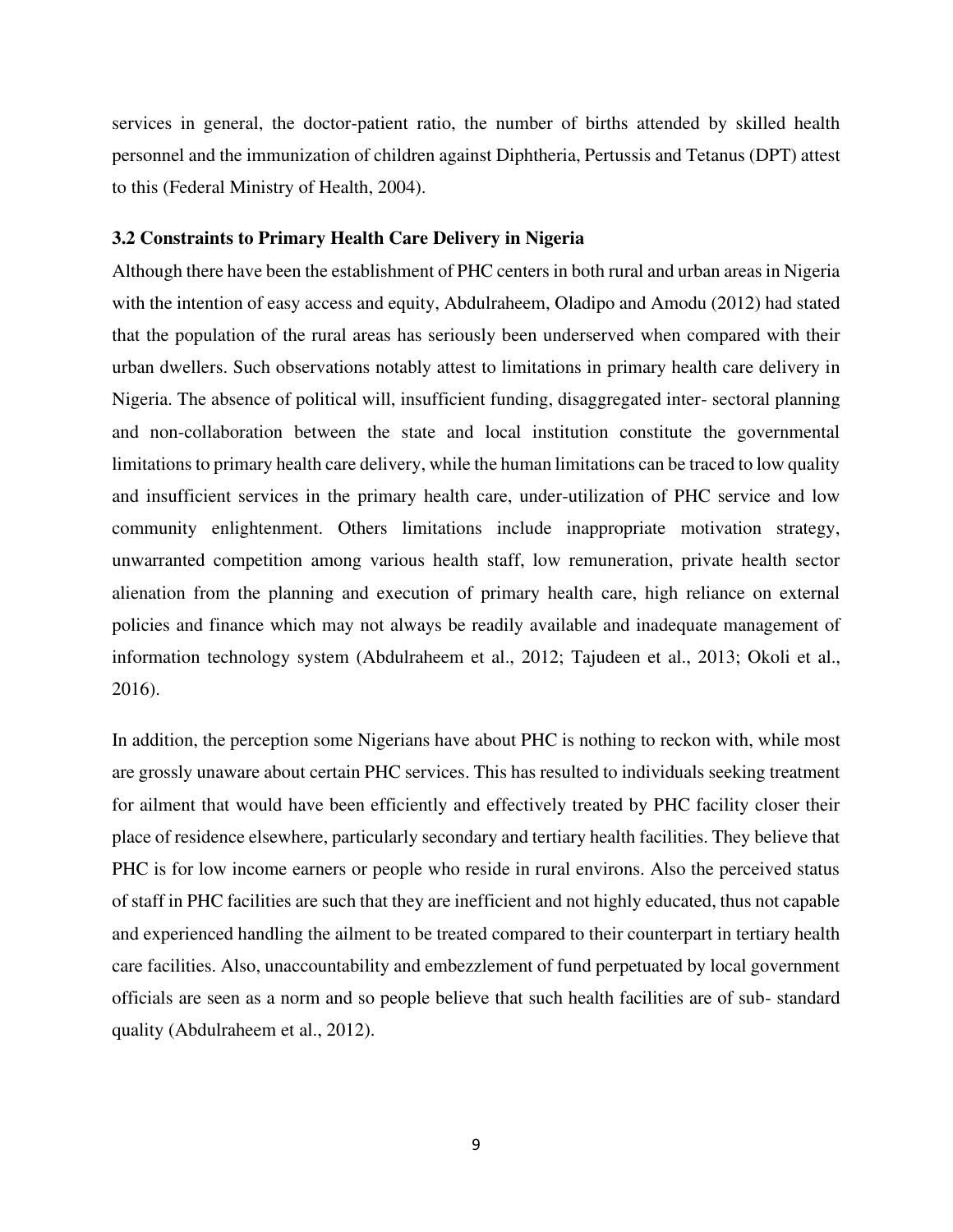services in general, the doctor-patient ratio, the number of births attended by skilled health personnel and the immunization of children against Diphtheria, Pertussis and Tetanus (DPT) attest to this (Federal Ministry of Health, 2004).

### 3.2 Constraints to Primary Health Care Delivery in Nigeria

Although there have been the establishment of PHC centers in both rural and urban areas in Nigeria with the intention of easy access and equity, Abdulraheem, Oladipo and Amodu (2012) had stated that the population of the rural areas has seriously been underserved when compared with their urban dwellers. Such observations notably attest to limitations in primary health care delivery in Nigeria. The absence of political will, insufficient funding, disaggregated inter- sectoral planning and non-collaboration between the state and local institution constitute the governmental limitations to primary health care delivery, while the human limitations can be traced to low quality and insufficient services in the primary health care, under-utilization of PHC service and low community enlightenment. Others limitations include inappropriate motivation strategy, unwarranted competition among various health staff, low remuneration, private health sector alienation from the planning and execution of primary health care, high reliance on external policies and finance which may not always be readily available and inadequate management of information technology system (Abdulraheem et al., 2012; Tajudeen et al., 2013; Okoli et al., 2016).

In addition, the perception some Nigerians have about PHC is nothing to reckon with, while most are grossly unaware about certain PHC services. This has resulted to individuals seeking treatment for ailment that would have been efficiently and effectively treated by PHC facility closer their place of residence elsewhere, particularly secondary and tertiary health facilities. They believe that PHC is for low income earners or people who reside in rural environs. Also the perceived status of staff in PHC facilities are such that they are inefficient and not highly educated, thus not capable and experienced handling the ailment to be treated compared to their counterpart in tertiary health care facilities. Also, unaccountability and embezzlement of fund perpetuated by local government officials are seen as a norm and so people believe that such health facilities are of sub- standard quality (Abdulraheem et al., 2012).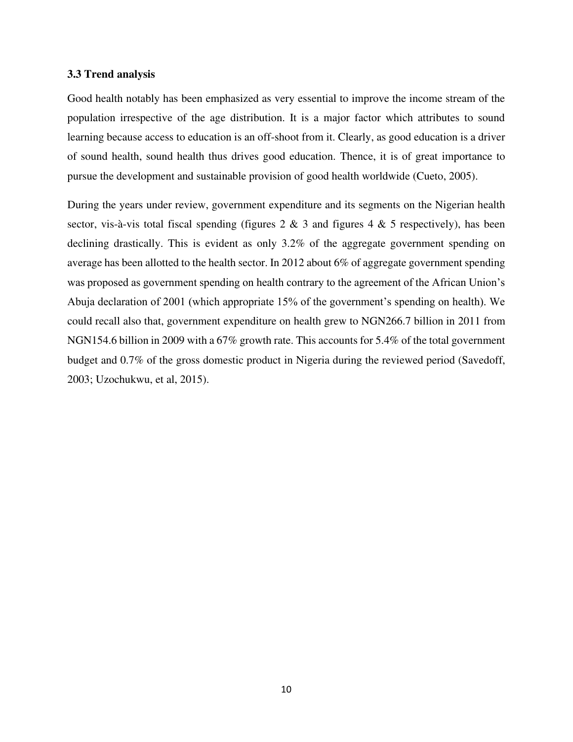### 3.3 Trend analysis

Good health notably has been emphasized as very essential to improve the income stream of the population irrespective of the age distribution. It is a major factor which attributes to sound learning because access to education is an off-shoot from it. Clearly, as good education is a driver of sound health, sound health thus drives good education. Thence, it is of great importance to pursue the development and sustainable provision of good health worldwide (Cueto, 2005).

During the years under review, government expenditure and its segments on the Nigerian health sector, vis-à-vis total fiscal spending (figures 2 & 3 and figures 4 & 5 respectively), has been declining drastically. This is evident as only 3.2% of the aggregate government spending on average has been allotted to the health sector. In 2012 about 6% of aggregate government spending was proposed as government spending on health contrary to the agreement of the African Union's Abuja declaration of 2001 (which appropriate 15% of the government's spending on health). We could recall also that, government expenditure on health grew to NGN266.7 billion in 2011 from NGN154.6 billion in 2009 with a 67% growth rate. This accounts for 5.4% of the total government budget and 0.7% of the gross domestic product in Nigeria during the reviewed period (Savedoff, 2003; Uzochukwu, et al, 2015).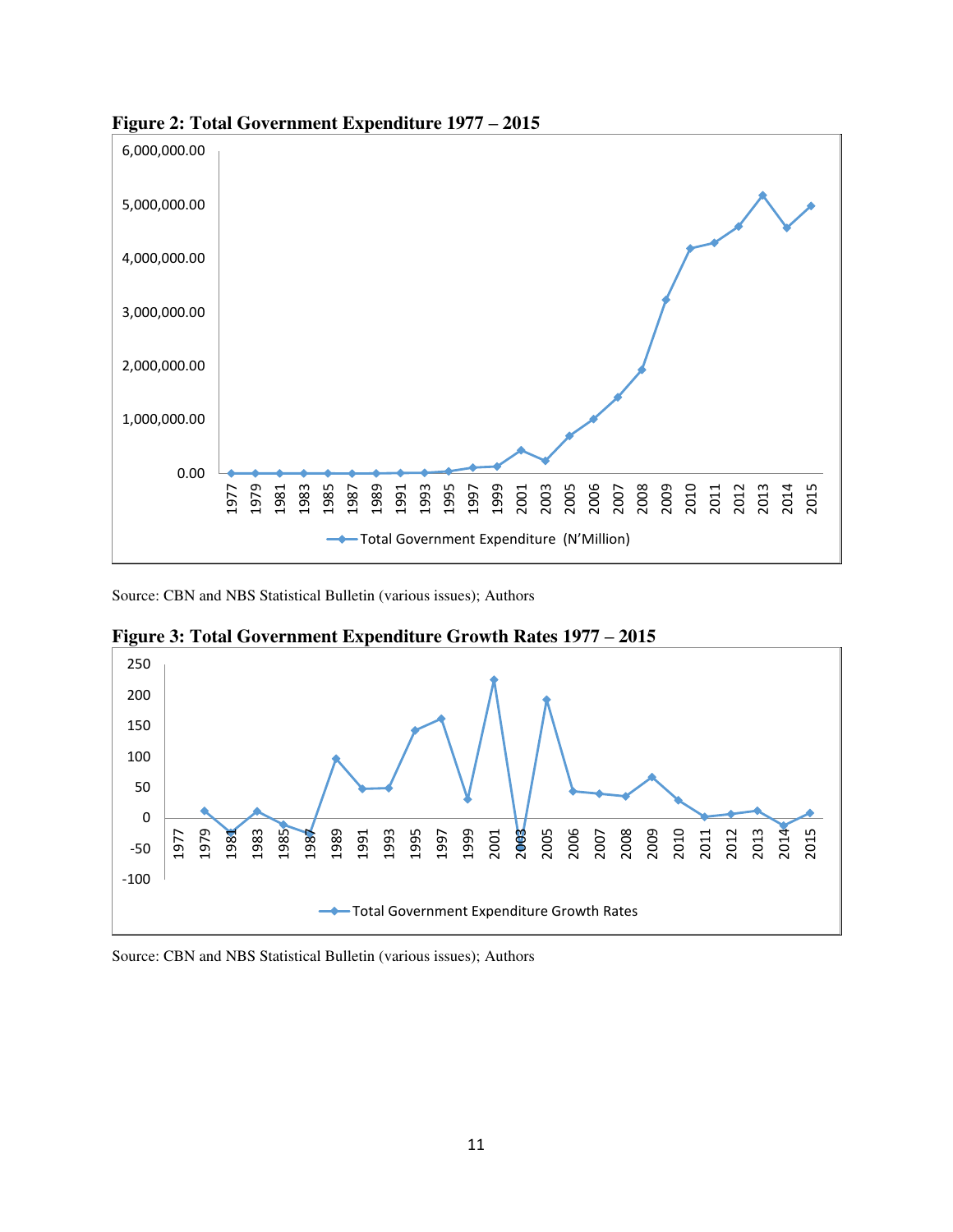**Figure 2: Total Government Expenditure 1977 – 2015**

Source: CBN and NBS Statistical Bulletin (various issues); Authors

**Figure 3: Total Government Expenditure Growth Rates 1977 – 2015**

Source: CBN and NBS Statistical Bulletin (various issues); Authors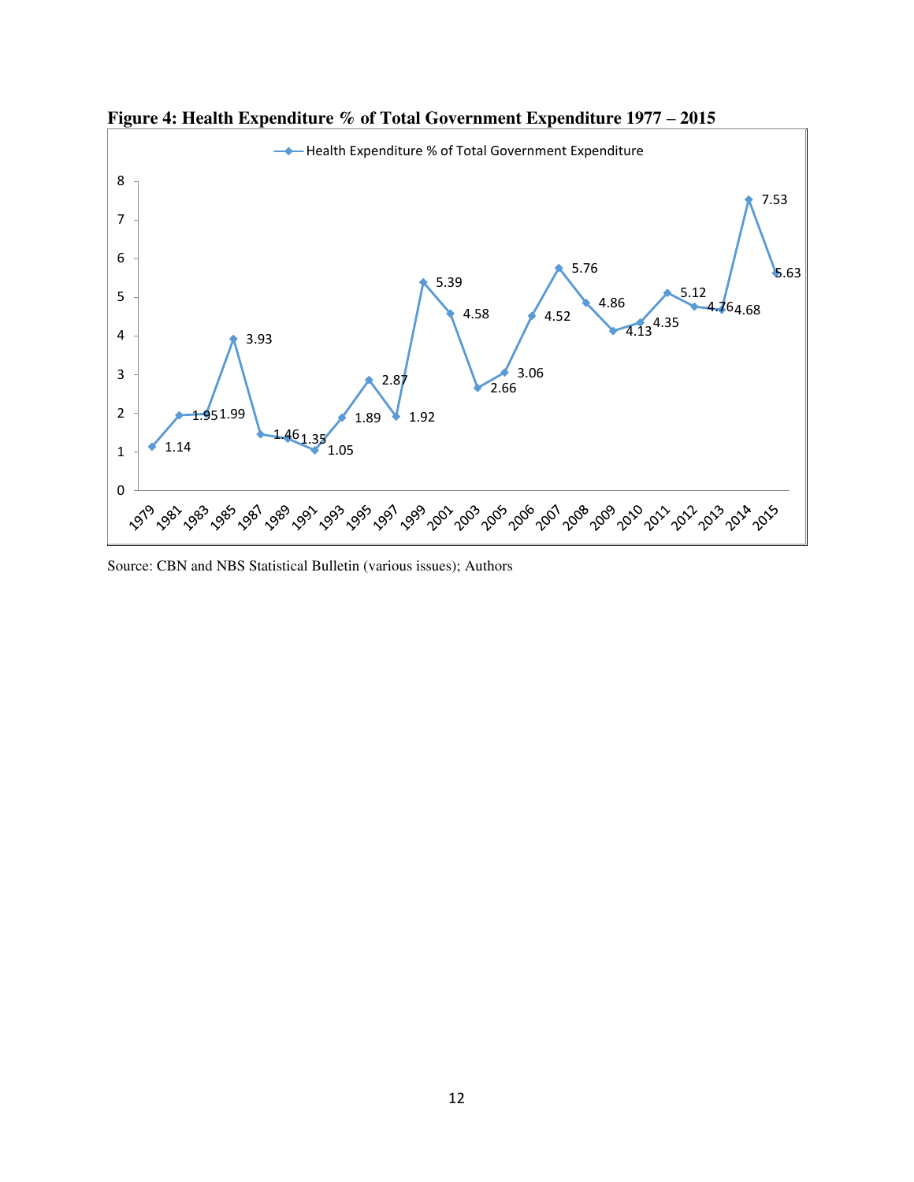**Figure 4: Health Expenditure % of Total Government Expenditure 1977 – 2015**

| Year | Health Expenditure % of Total Government Expenditure |
|---|---|
| 1979 | 1.14 |
| 1981 | 1.95 |
| 1983 | 1.99 |
| 1985 | 3.93 |
| 1987 | 1.46 |
| 1989 | 1.35 |
| 1991 | 1.05 |
| 1993 | 1.89 |
| 1995 | 2.87 |
| 1997 | 1.92 |
| 1999 | 5.39 |
| 2001 | 4.58 |
| 2003 | 2.66 |
| 2005 | 3.06 |
| 2006 | 4.52 |
| 2007 | 5.76 |
| 2008 | 4.86 |
| 2009 | 4.13 |
| 2010 | 4.35 |
| 2011 | 5.12 |
| 2012 | 4.76 |
| 2013 | 4.68 |
| 2014 | 7.53 |
| 2015 | 5.63 |

Source: CBN and NBS Statistical Bulletin (various issues); Authors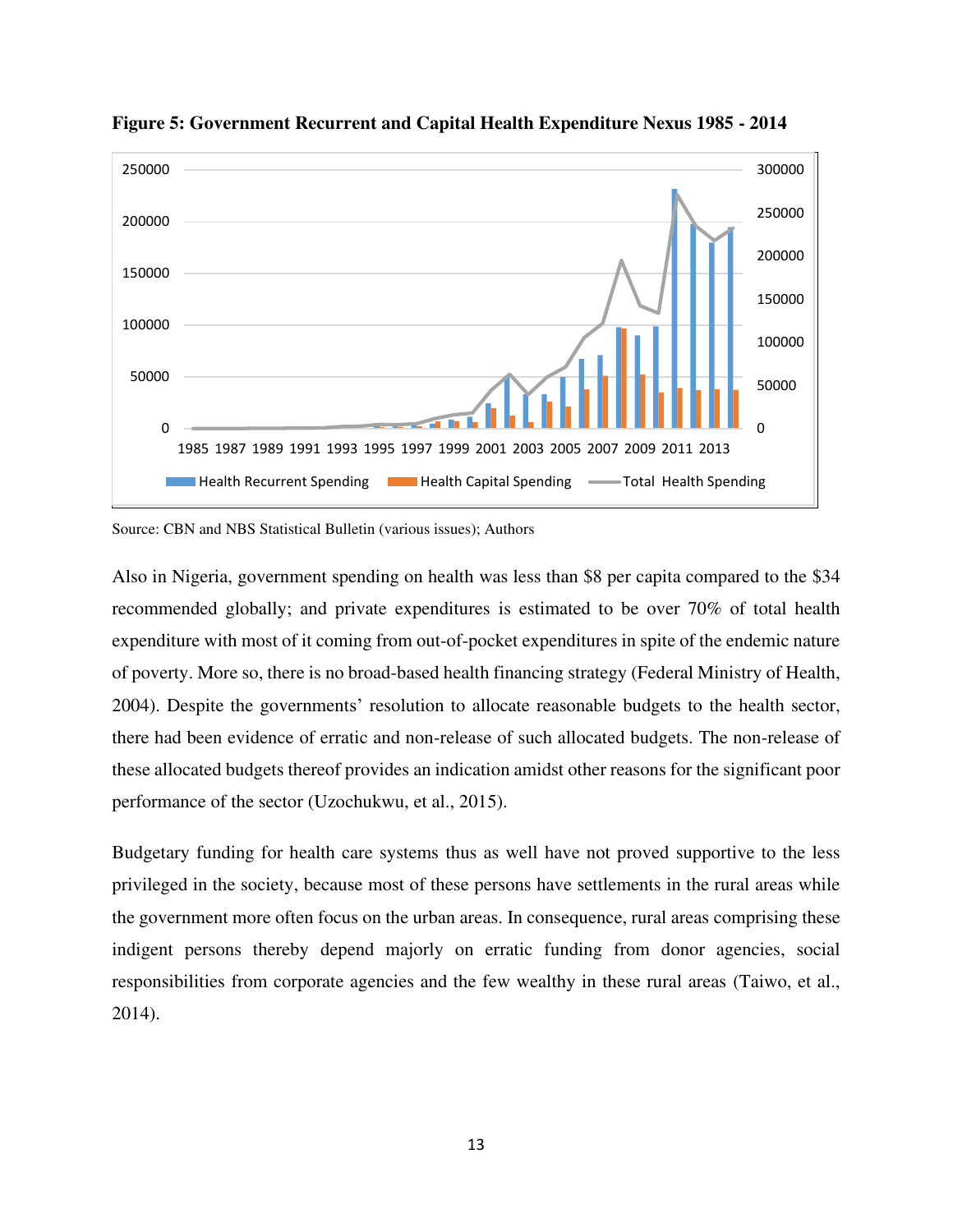**Figure 5: Government Recurrent and Capital Health Expenditure Nexus 1985 - 2014**

Source: CBN and NBS Statistical Bulletin (various issues); Authors

Also in Nigeria, government spending on health was less than $8 per capita compared to the $34 recommended globally; and private expenditures is estimated to be over 70% of total health expenditure with most of it coming from out-of-pocket expenditures in spite of the endemic nature of poverty. More so, there is no broad-based health financing strategy (Federal Ministry of Health, 2004). Despite the governments' resolution to allocate reasonable budgets to the health sector, there had been evidence of erratic and non-release of such allocated budgets. The non-release of these allocated budgets thereof provides an indication amidst other reasons for the significant poor performance of the sector (Uzochukwu, et al., 2015).

Budgetary funding for health care systems thus as well have not proved supportive to the less privileged in the society, because most of these persons have settlements in the rural areas while the government more often focus on the urban areas. In consequence, rural areas comprising these indigent persons thereby depend majorly on erratic funding from donor agencies, social responsibilities from corporate agencies and the few wealthy in these rural areas (Taiwo, et al., 2014).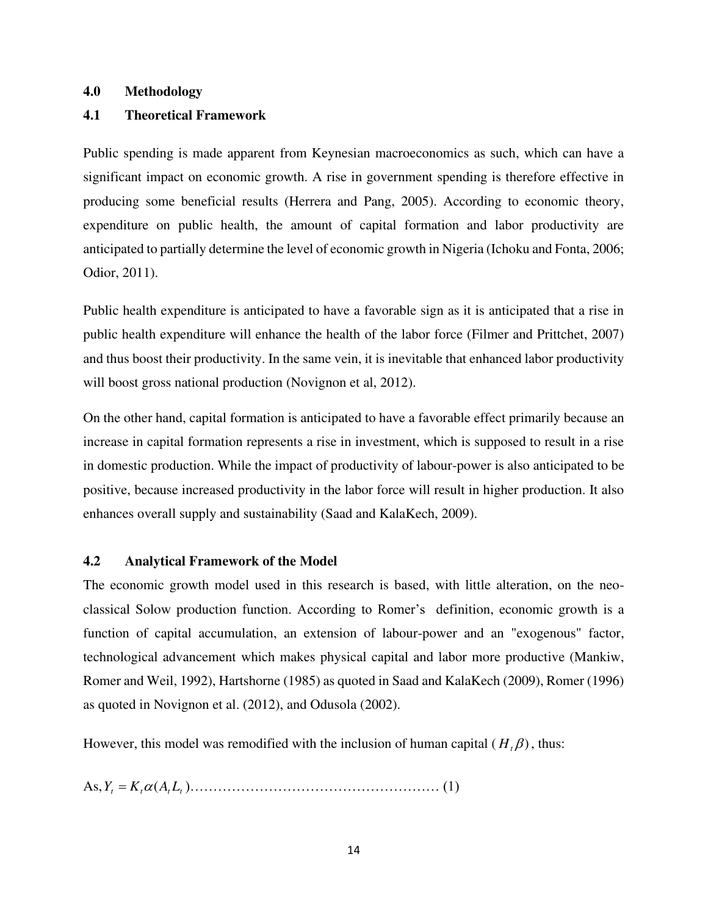## 4.0 Methodology

## 4.1 Theoretical Framework

Public spending is made apparent from Keynesian macroeconomics as such, which can have a significant impact on economic growth. A rise in government spending is therefore effective in producing some beneficial results (Herrera and Pang, 2005). According to economic theory, expenditure on public health, the amount of capital formation and labor productivity are anticipated to partially determine the level of economic growth in Nigeria (Ichoku and Fonta, 2006; Odior, 2011).

Public health expenditure is anticipated to have a favorable sign as it is anticipated that a rise in public health expenditure will enhance the health of the labor force (Filmer and Prittchet, 2007) and thus boost their productivity. In the same vein, it is inevitable that enhanced labor productivity will boost gross national production (Novignon et al, 2012).

On the other hand, capital formation is anticipated to have a favorable effect primarily because an increase in capital formation represents a rise in investment, which is supposed to result in a rise in domestic production. While the impact of productivity of labour-power is also anticipated to be positive, because increased productivity in the labor force will result in higher production. It also enhances overall supply and sustainability (Saad and KalaKech, 2009).

## 4.2 Analytical Framework of the Model

The economic growth model used in this research is based, with little alteration, on the neo-classical Solow production function. According to Romer's definition, economic growth is a function of capital accumulation, an extension of labour-power and an "exogenous" factor, technological advancement which makes physical capital and labor more productive (Mankiw, Romer and Weil, 1992), Hartshorne (1985) as quoted in Saad and KalaKech (2009), Romer (1996) as quoted in Novignon et al. (2012), and Odusola (2002).

However, this model was remodified with the inclusion of human capital ($H_t \beta$), thus:

As, $Y_t = K_t \alpha (A_t L_t)$……………………………………………… (1)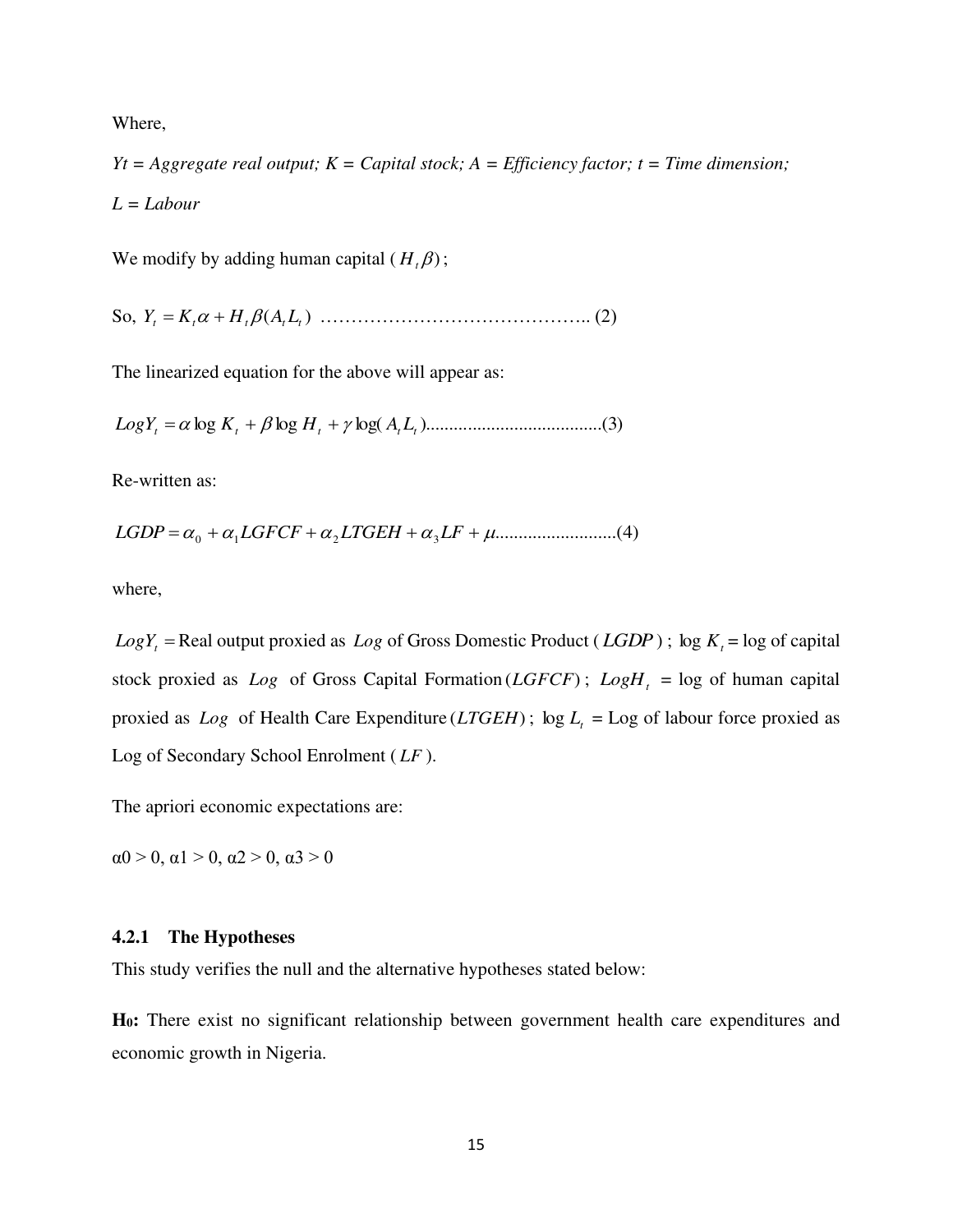Where,

*Yt = Aggregate real output; K = Capital stock; A = Efficiency factor; t = Time dimension; L = Labour*

We modify by adding human capital ( $H_t\beta$ );

So, $Y_t = K_t\alpha + H_t\beta(A_tL_t)$ …………………………………….. (2)

The linearized equation for the above will appear as:

$LogY_t = \alpha \log K_t + \beta \log H_t + \gamma \log(A_tL_t)$......................................(3)

Re-written as:

$LGDP = \alpha_0 + \alpha_1 LGFCF + \alpha_2 LTGEH + \alpha_3 LF + \mu$..........................(4)

where,

$LogY_t$ = Real output proxied as *Log* of Gross Domestic Product ( $LGDP$ ) ; $\log K_t$ = log of capital stock proxied as *Log* of Gross Capital Formation ( $LGFCF$ ) ; $LogH_t$ = log of human capital proxied as *Log* of Health Care Expenditure ( $LTGEH$ ) ; $\log L_t$ = Log of labour force proxied as Log of Secondary School Enrolment ( $LF$ ).

The apriori economic expectations are:

$\alpha0 > 0, \alpha1 > 0, \alpha2 > 0, \alpha3 > 0$

#### 4.2.1 The Hypotheses

This study verifies the null and the alternative hypotheses stated below:

**$H_0$:** There exist no significant relationship between government health care expenditures and economic growth in Nigeria.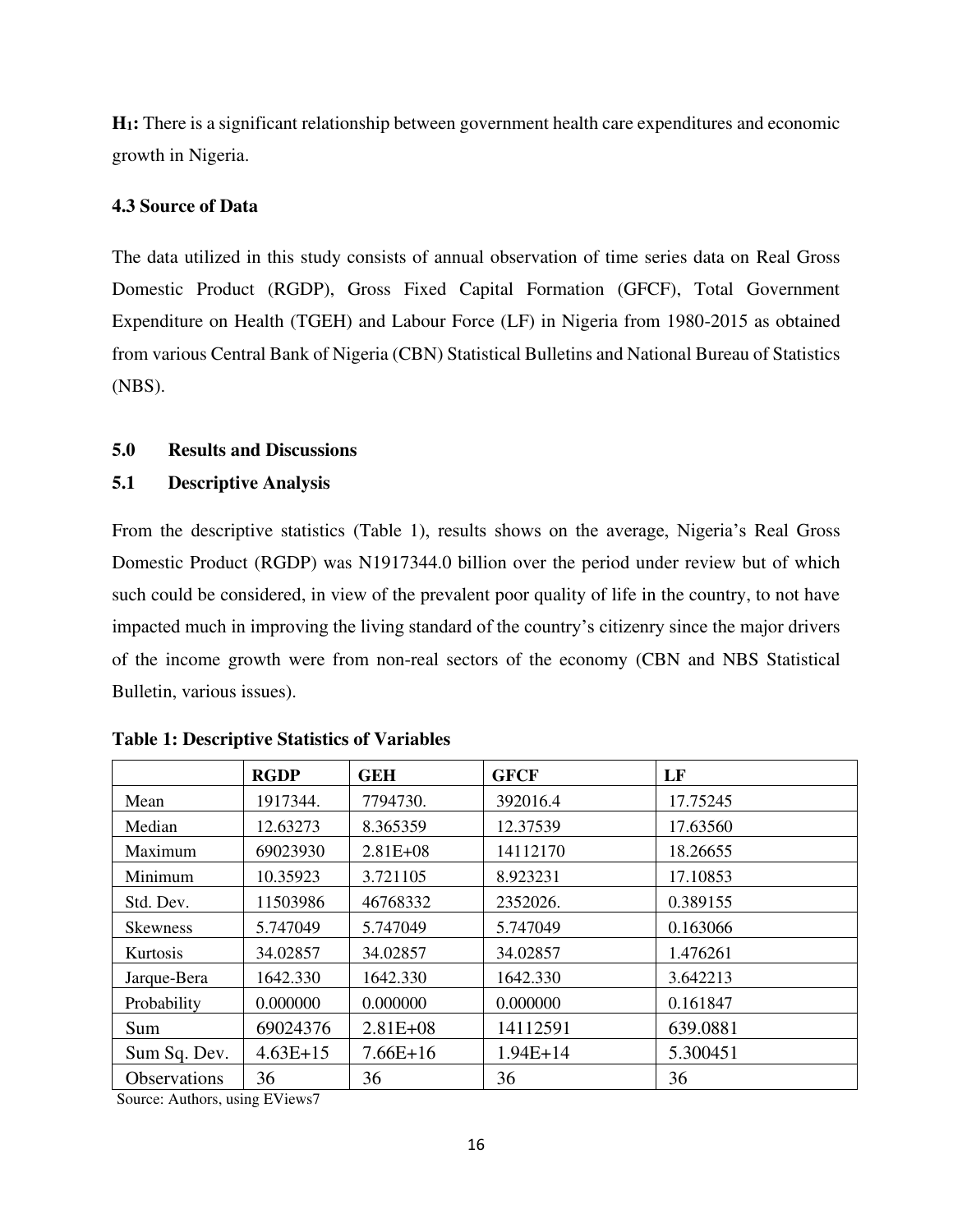**$H_1$:** There is a significant relationship between government health care expenditures and economic growth in Nigeria.

### 4.3 Source of Data

The data utilized in this study consists of annual observation of time series data on Real Gross Domestic Product (RGDP), Gross Fixed Capital Formation (GFCF), Total Government Expenditure on Health (TGEH) and Labour Force (LF) in Nigeria from 1980-2015 as obtained from various Central Bank of Nigeria (CBN) Statistical Bulletins and National Bureau of Statistics (NBS).

## 5.0 Results and Discussions

### 5.1 Descriptive Analysis

From the descriptive statistics (Table 1), results shows on the average, Nigeria's Real Gross Domestic Product (RGDP) was N1917344.0 billion over the period under review but of which such could be considered, in view of the prevalent poor quality of life in the country, to not have impacted much in improving the living standard of the country's citizenry since the major drivers of the income growth were from non-real sectors of the economy (CBN and NBS Statistical Bulletin, various issues).

**Table 1: Descriptive Statistics of Variables**

| | RGDP | GEH | GFCF | LF |
|---|---|---|---|---|
| Mean | 1917344. | 7794730. | 392016.4 | 17.75245 |
| Median | 12.63273 | 8.365359 | 12.37539 | 17.63560 |
| Maximum | 69023930 | 2.81E+08 | 14112170 | 18.26655 |
| Minimum | 10.35923 | 3.721105 | 8.923231 | 17.10853 |
| Std. Dev. | 11503986 | 46768332 | 2352026. | 0.389155 |
| Skewness | 5.747049 | 5.747049 | 5.747049 | 0.163066 |
| Kurtosis | 34.02857 | 34.02857 | 34.02857 | 1.476261 |
| Jarque-Bera | 1642.330 | 1642.330 | 1642.330 | 3.642213 |
| Probability | 0.000000 | 0.000000 | 0.000000 | 0.161847 |
| Sum | 69024376 | 2.81E+08 | 14112591 | 639.0881 |
| Sum Sq. Dev. | 4.63E+15 | 7.66E+16 | 1.94E+14 | 5.300451 |
| Observations | 36 | 36 | 36 | 36 |

Source: Authors, using EViews7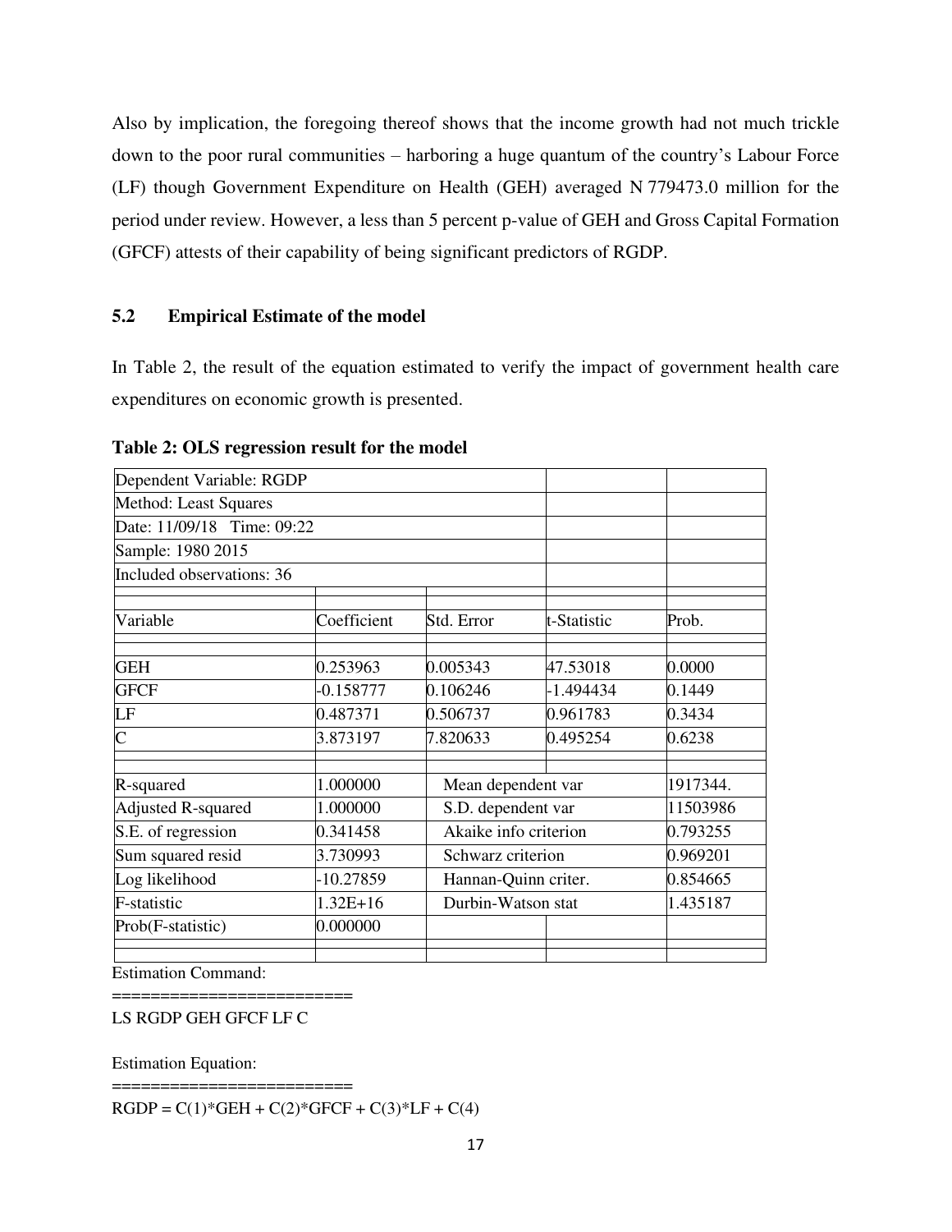Also by implication, the foregoing thereof shows that the income growth had not much trickle down to the poor rural communities – harboring a huge quantum of the country's Labour Force (LF) though Government Expenditure on Health (GEH) averaged N 779473.0 million for the period under review. However, a less than 5 percent p-value of GEH and Gross Capital Formation (GFCF) attests of their capability of being significant predictors of RGDP.

## 5.2 Empirical Estimate of the model

In Table 2, the result of the equation estimated to verify the impact of government health care expenditures on economic growth is presented.

**Table 2: OLS regression result for the model**

| Dependent Variable: RGDP | | | | |
|---|---|---|---|---|
| Method: Least Squares | | | | |
| Date: 11/09/18 Time: 09:22 | | | | |
| Sample: 1980 2015 | | | | |
| Included observations: 36 | | | | |
| Variable | Coefficient | Std. Error | t-Statistic | Prob. |
| GEH | 0.253963 | 0.005343 | 47.53018 | 0.0000 |
| GFCF | -0.158777 | 0.106246 | -1.494434 | 0.1449 |
| LF | 0.487371 | 0.506737 | 0.961783 | 0.3434 |
| C | 3.873197 | 7.820633 | 0.495254 | 0.6238 |
| R-squared | 1.000000 | Mean dependent var | | 1917344. |
| Adjusted R-squared | 1.000000 | S.D. dependent var | | 11503986 |
| S.E. of regression | 0.341458 | Akaike info criterion | | 0.793255 |
| Sum squared resid | 3.730993 | Schwarz criterion | | 0.969201 |
| Log likelihood | -10.27859 | Hannan-Quinn criter. | | 0.854665 |
| F-statistic | 1.32E+16 | Durbin-Watson stat | | 1.435187 |
| Prob(F-statistic) | 0.000000 | | | |

Estimation Command:

=========================

LS RGDP GEH GFCF LF C

Estimation Equation:

=========================

RGDP = C(1)\*GEH + C(2)\*GFCF + C(3)\*LF + C(4)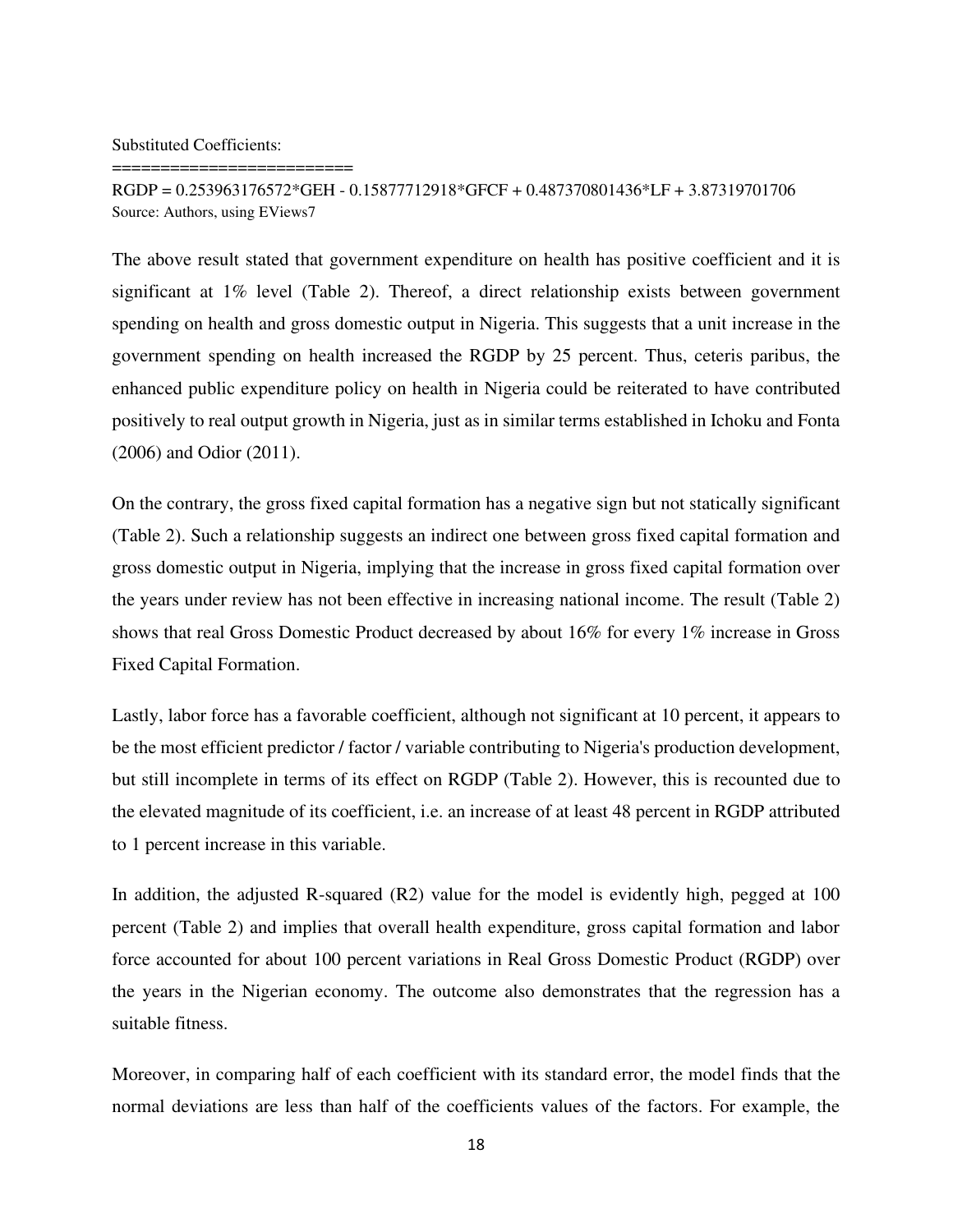Substituted Coefficients:

=========================

RGDP = 0.253963176572*GEH - 0.15877712918*GFCF + 0.487370801436*LF + 3.87319701706

Source: Authors, using EViews7

The above result stated that government expenditure on health has positive coefficient and it is significant at 1% level (Table 2). Thereof, a direct relationship exists between government spending on health and gross domestic output in Nigeria. This suggests that a unit increase in the government spending on health increased the RGDP by 25 percent. Thus, ceteris paribus, the enhanced public expenditure policy on health in Nigeria could be reiterated to have contributed positively to real output growth in Nigeria, just as in similar terms established in Ichoku and Fonta (2006) and Odior (2011).

On the contrary, the gross fixed capital formation has a negative sign but not statically significant (Table 2). Such a relationship suggests an indirect one between gross fixed capital formation and gross domestic output in Nigeria, implying that the increase in gross fixed capital formation over the years under review has not been effective in increasing national income. The result (Table 2) shows that real Gross Domestic Product decreased by about 16% for every 1% increase in Gross Fixed Capital Formation.

Lastly, labor force has a favorable coefficient, although not significant at 10 percent, it appears to be the most efficient predictor / factor / variable contributing to Nigeria's production development, but still incomplete in terms of its effect on RGDP (Table 2). However, this is recounted due to the elevated magnitude of its coefficient, i.e. an increase of at least 48 percent in RGDP attributed to 1 percent increase in this variable.

In addition, the adjusted R-squared ($R^2$) value for the model is evidently high, pegged at 100 percent (Table 2) and implies that overall health expenditure, gross capital formation and labor force accounted for about 100 percent variations in Real Gross Domestic Product (RGDP) over the years in the Nigerian economy. The outcome also demonstrates that the regression has a suitable fitness.

Moreover, in comparing half of each coefficient with its standard error, the model finds that the normal deviations are less than half of the coefficients values of the factors. For example, the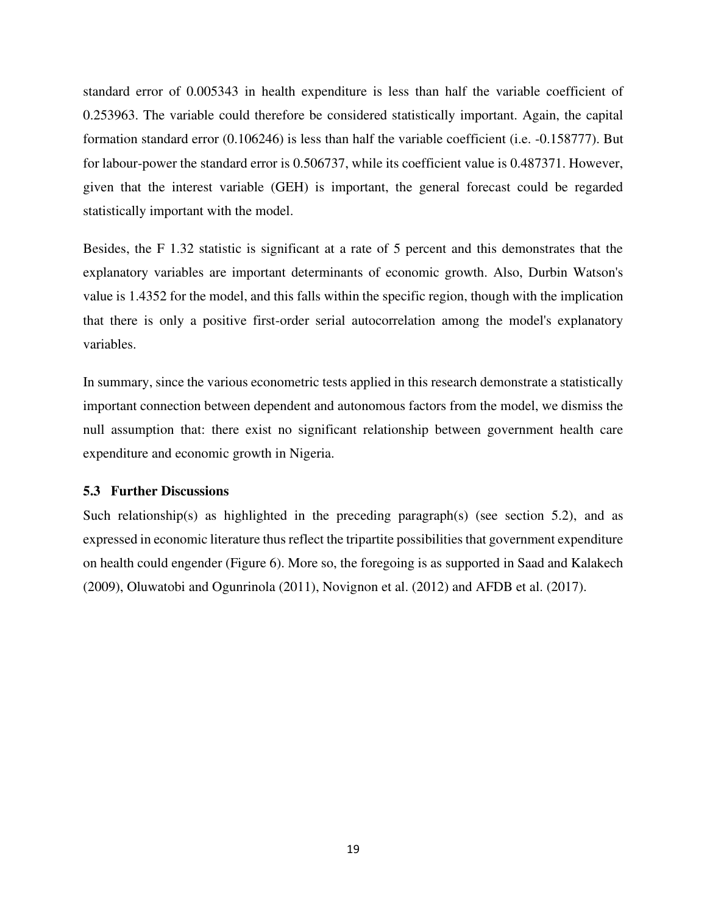standard error of 0.005343 in health expenditure is less than half the variable coefficient of 0.253963. The variable could therefore be considered statistically important. Again, the capital formation standard error (0.106246) is less than half the variable coefficient (i.e. -0.158777). But for labour-power the standard error is 0.506737, while its coefficient value is 0.487371. However, given that the interest variable (GEH) is important, the general forecast could be regarded statistically important with the model.

Besides, the F 1.32 statistic is significant at a rate of 5 percent and this demonstrates that the explanatory variables are important determinants of economic growth. Also, Durbin Watson's value is 1.4352 for the model, and this falls within the specific region, though with the implication that there is only a positive first-order serial autocorrelation among the model's explanatory variables.

In summary, since the various econometric tests applied in this research demonstrate a statistically important connection between dependent and autonomous factors from the model, we dismiss the null assumption that: there exist no significant relationship between government health care expenditure and economic growth in Nigeria.

### 5.3 Further Discussions

Such relationship(s) as highlighted in the preceding paragraph(s) (see section 5.2), and as expressed in economic literature thus reflect the tripartite possibilities that government expenditure on health could engender (Figure 6). More so, the foregoing is as supported in Saad and Kalakech (2009), Oluwatobi and Ogunrinola (2011), Novignon et al. (2012) and AFDB et al. (2017).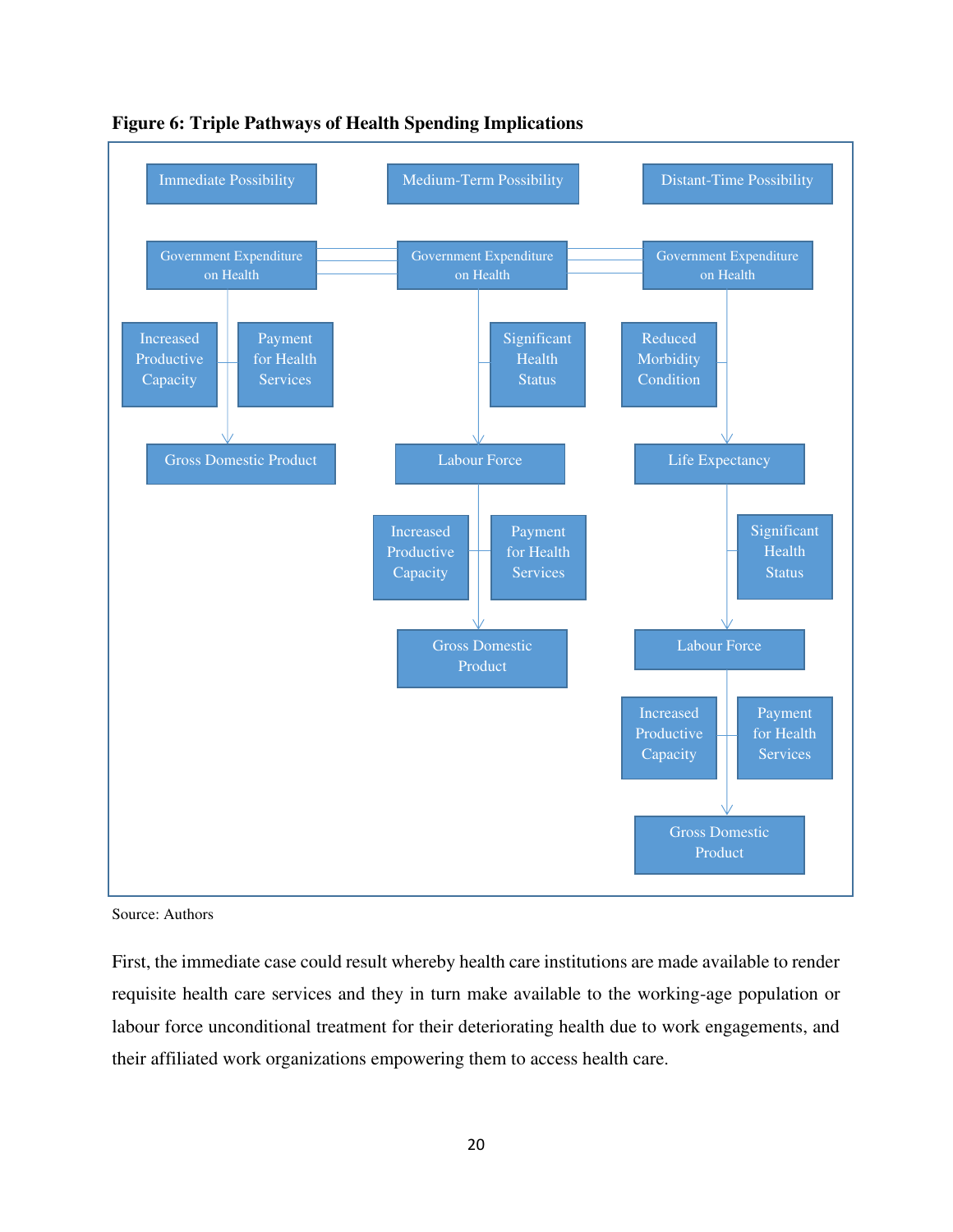**Figure 6: Triple Pathways of Health Spending Implications**

Immediate Possibility

Government Expenditure on Health

Increased Productive Capacity

Payment for Health Services

Gross Domestic Product

Medium-Term Possibility

Government Expenditure on Health

Significant Health Status

Labour Force

Increased Productive Capacity

Payment for Health Services

Gross Domestic Product

Distant-Time Possibility

Government Expenditure on Health

Reduced Morbidity Condition

Life Expectancy

Significant Health Status

Labour Force

Increased Productive Capacity

Payment for Health Services

Gross Domestic Product

Source: Authors

First, the immediate case could result whereby health care institutions are made available to render requisite health care services and they in turn make available to the working-age population or labour force unconditional treatment for their deteriorating health due to work engagements, and their affiliated work organizations empowering them to access health care.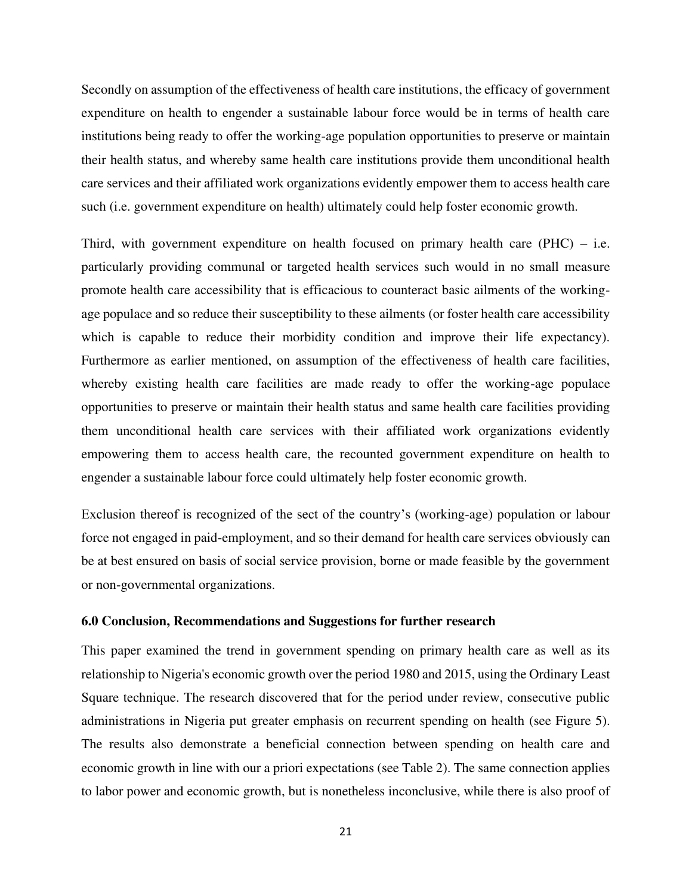Secondly on assumption of the effectiveness of health care institutions, the efficacy of government expenditure on health to engender a sustainable labour force would be in terms of health care institutions being ready to offer the working-age population opportunities to preserve or maintain their health status, and whereby same health care institutions provide them unconditional health care services and their affiliated work organizations evidently empower them to access health care such (i.e. government expenditure on health) ultimately could help foster economic growth.

Third, with government expenditure on health focused on primary health care (PHC) – i.e. particularly providing communal or targeted health services such would in no small measure promote health care accessibility that is efficacious to counteract basic ailments of the working-age populace and so reduce their susceptibility to these ailments (or foster health care accessibility which is capable to reduce their morbidity condition and improve their life expectancy). Furthermore as earlier mentioned, on assumption of the effectiveness of health care facilities, whereby existing health care facilities are made ready to offer the working-age populace opportunities to preserve or maintain their health status and same health care facilities providing them unconditional health care services with their affiliated work organizations evidently empowering them to access health care, the recounted government expenditure on health to engender a sustainable labour force could ultimately help foster economic growth.

Exclusion thereof is recognized of the sect of the country's (working-age) population or labour force not engaged in paid-employment, and so their demand for health care services obviously can be at best ensured on basis of social service provision, borne or made feasible by the government or non-governmental organizations.

## 6.0 Conclusion, Recommendations and Suggestions for further research

This paper examined the trend in government spending on primary health care as well as its relationship to Nigeria's economic growth over the period 1980 and 2015, using the Ordinary Least Square technique. The research discovered that for the period under review, consecutive public administrations in Nigeria put greater emphasis on recurrent spending on health (see Figure 5). The results also demonstrate a beneficial connection between spending on health care and economic growth in line with our a priori expectations (see Table 2). The same connection applies to labor power and economic growth, but is nonetheless inconclusive, while there is also proof of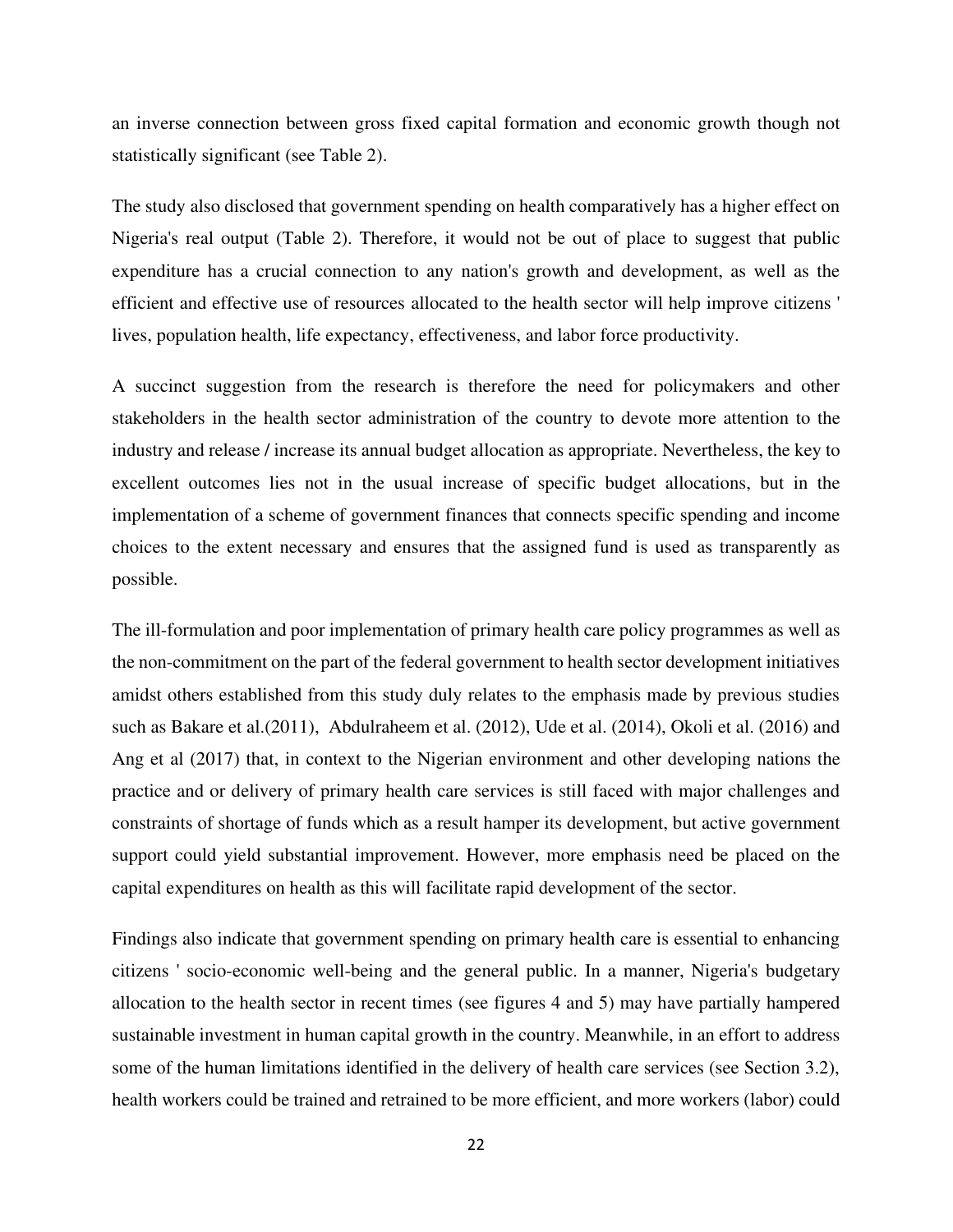an inverse connection between gross fixed capital formation and economic growth though not statistically significant (see Table 2).

The study also disclosed that government spending on health comparatively has a higher effect on Nigeria's real output (Table 2). Therefore, it would not be out of place to suggest that public expenditure has a crucial connection to any nation's growth and development, as well as the efficient and effective use of resources allocated to the health sector will help improve citizens ' lives, population health, life expectancy, effectiveness, and labor force productivity.

A succinct suggestion from the research is therefore the need for policymakers and other stakeholders in the health sector administration of the country to devote more attention to the industry and release / increase its annual budget allocation as appropriate. Nevertheless, the key to excellent outcomes lies not in the usual increase of specific budget allocations, but in the implementation of a scheme of government finances that connects specific spending and income choices to the extent necessary and ensures that the assigned fund is used as transparently as possible.

The ill-formulation and poor implementation of primary health care policy programmes as well as the non-commitment on the part of the federal government to health sector development initiatives amidst others established from this study duly relates to the emphasis made by previous studies such as Bakare et al.(2011), Abdulraheem et al. (2012), Ude et al. (2014), Okoli et al. (2016) and Ang et al (2017) that, in context to the Nigerian environment and other developing nations the practice and or delivery of primary health care services is still faced with major challenges and constraints of shortage of funds which as a result hamper its development, but active government support could yield substantial improvement. However, more emphasis need be placed on the capital expenditures on health as this will facilitate rapid development of the sector.

Findings also indicate that government spending on primary health care is essential to enhancing citizens ' socio-economic well-being and the general public. In a manner, Nigeria's budgetary allocation to the health sector in recent times (see figures 4 and 5) may have partially hampered sustainable investment in human capital growth in the country. Meanwhile, in an effort to address some of the human limitations identified in the delivery of health care services (see Section 3.2), health workers could be trained and retrained to be more efficient, and more workers (labor) could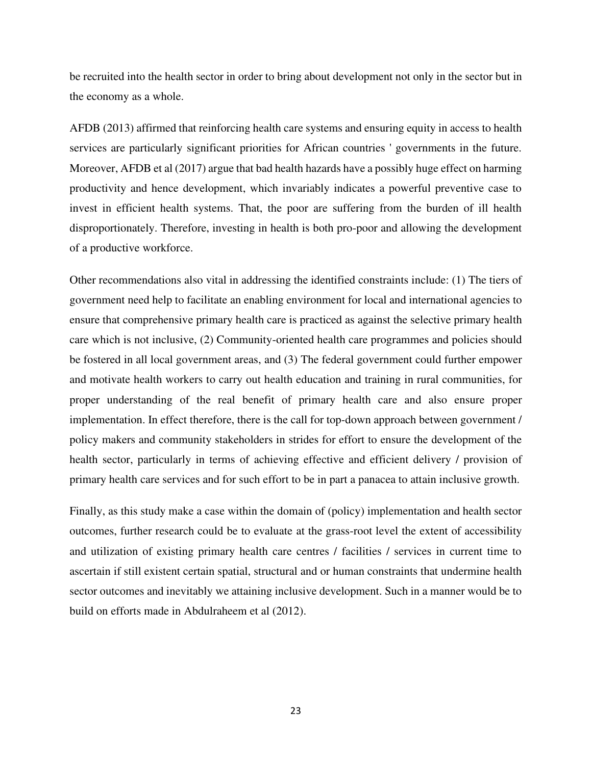be recruited into the health sector in order to bring about development not only in the sector but in the economy as a whole.

AFDB (2013) affirmed that reinforcing health care systems and ensuring equity in access to health services are particularly significant priorities for African countries ' governments in the future. Moreover, AFDB et al (2017) argue that bad health hazards have a possibly huge effect on harming productivity and hence development, which invariably indicates a powerful preventive case to invest in efficient health systems. That, the poor are suffering from the burden of ill health disproportionately. Therefore, investing in health is both pro-poor and allowing the development of a productive workforce.

Other recommendations also vital in addressing the identified constraints include: (1) The tiers of government need help to facilitate an enabling environment for local and international agencies to ensure that comprehensive primary health care is practiced as against the selective primary health care which is not inclusive, (2) Community-oriented health care programmes and policies should be fostered in all local government areas, and (3) The federal government could further empower and motivate health workers to carry out health education and training in rural communities, for proper understanding of the real benefit of primary health care and also ensure proper implementation. In effect therefore, there is the call for top-down approach between government / policy makers and community stakeholders in strides for effort to ensure the development of the health sector, particularly in terms of achieving effective and efficient delivery / provision of primary health care services and for such effort to be in part a panacea to attain inclusive growth.

Finally, as this study make a case within the domain of (policy) implementation and health sector outcomes, further research could be to evaluate at the grass-root level the extent of accessibility and utilization of existing primary health care centres / facilities / services in current time to ascertain if still existent certain spatial, structural and or human constraints that undermine health sector outcomes and inevitably we attaining inclusive development. Such in a manner would be to build on efforts made in Abdulraheem et al (2012).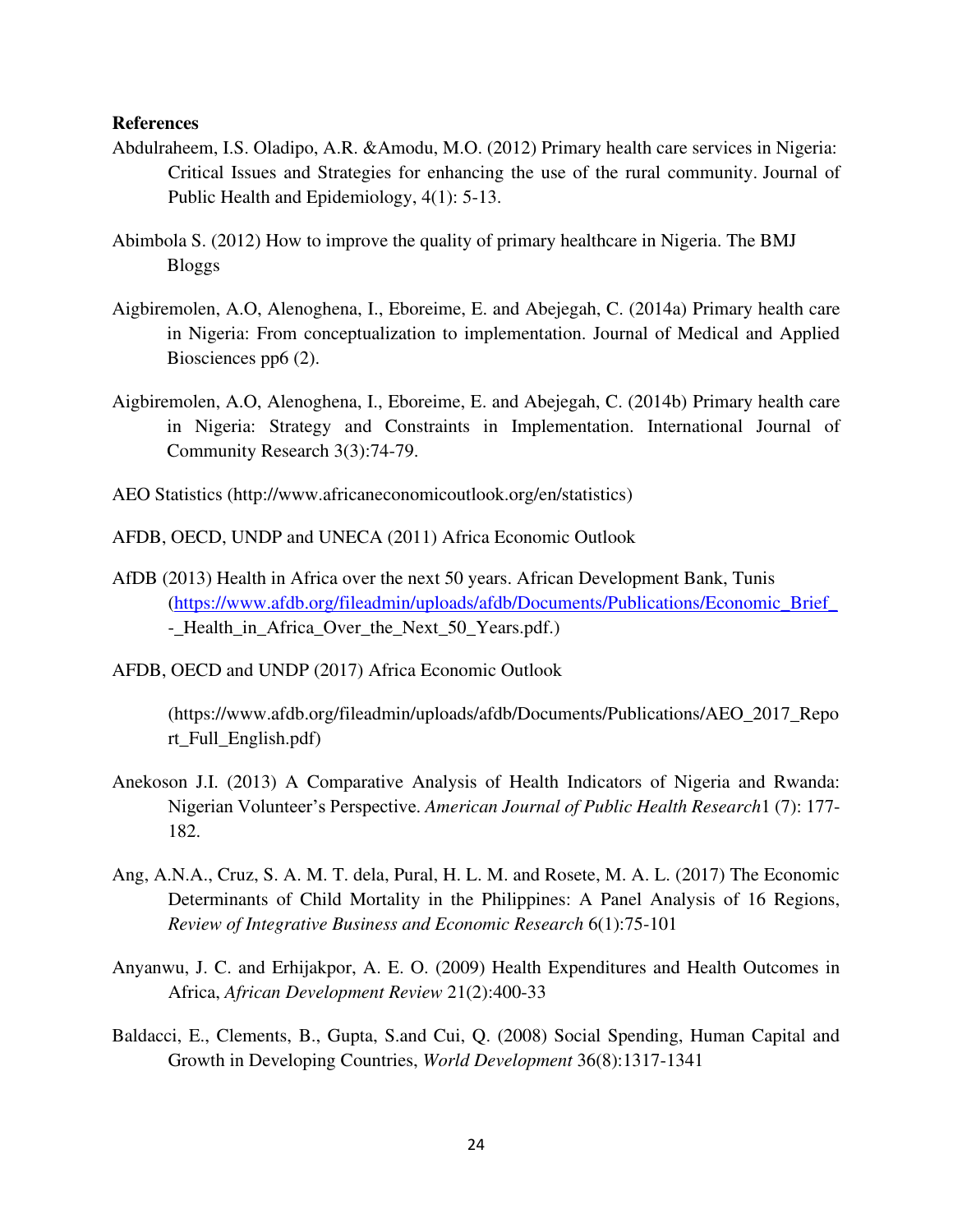**References**

Abdulraheem, I.S. Oladipo, A.R. &Amodu, M.O. (2012) Primary health care services in Nigeria: Critical Issues and Strategies for enhancing the use of the rural community. Journal of Public Health and Epidemiology, 4(1): 5-13.

Abimbola S. (2012) How to improve the quality of primary healthcare in Nigeria. The BMJ Bloggs

Aigbiremolen, A.O, Alenoghena, I., Eboreime, E. and Abejegah, C. (2014a) Primary health care in Nigeria: From conceptualization to implementation. Journal of Medical and Applied Biosciences pp6 (2).

Aigbiremolen, A.O, Alenoghena, I., Eboreime, E. and Abejegah, C. (2014b) Primary health care in Nigeria: Strategy and Constraints in Implementation. International Journal of Community Research 3(3):74-79.

AEO Statistics (http://www.africaneconomicoutlook.org/en/statistics)

AFDB, OECD, UNDP and UNECA (2011) Africa Economic Outlook

AfDB (2013) Health in Africa over the next 50 years. African Development Bank, Tunis (https://www.afdb.org/fileadmin/uploads/afdb/Documents/Publications/Economic_Brief_-_Health_in_Africa_Over_the_Next_50_Years.pdf.)

AFDB, OECD and UNDP (2017) Africa Economic Outlook

(https://www.afdb.org/fileadmin/uploads/afdb/Documents/Publications/AEO_2017_Report_Full_English.pdf)

Anekoson J.I. (2013) A Comparative Analysis of Health Indicators of Nigeria and Rwanda: Nigerian Volunteer's Perspective. *American Journal of Public Health Research*1 (7): 177-182.

Ang, A.N.A., Cruz, S. A. M. T. dela, Pural, H. L. M. and Rosete, M. A. L. (2017) The Economic Determinants of Child Mortality in the Philippines: A Panel Analysis of 16 Regions, *Review of Integrative Business and Economic Research* 6(1):75-101

Anyanwu, J. C. and Erhijakpor, A. E. O. (2009) Health Expenditures and Health Outcomes in Africa, *African Development Review* 21(2):400-33

Baldacci, E., Clements, B., Gupta, S.and Cui, Q. (2008) Social Spending, Human Capital and Growth in Developing Countries, *World Development* 36(8):1317-1341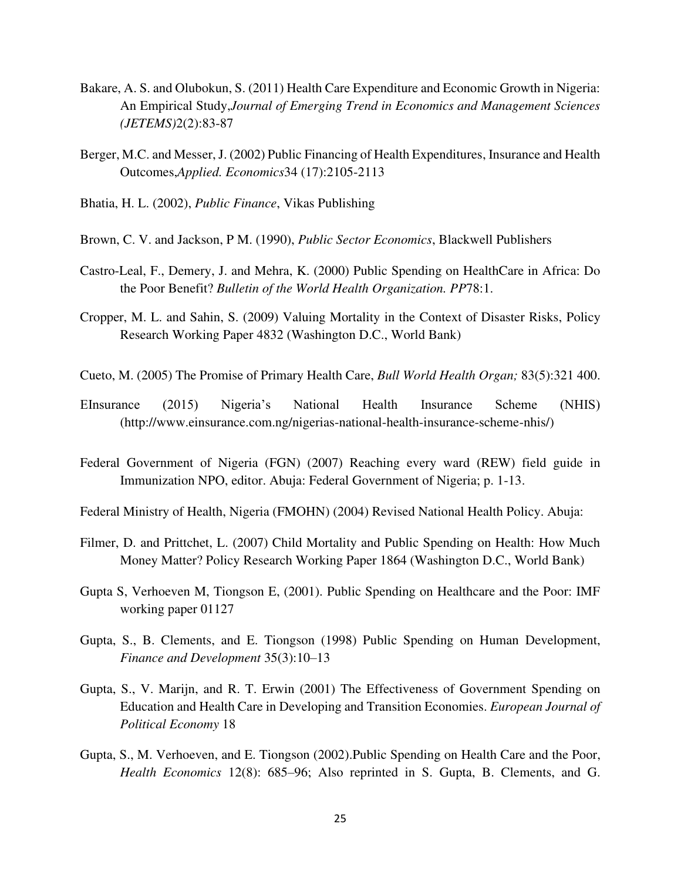Bakare, A. S. and Olubokun, S. (2011) Health Care Expenditure and Economic Growth in Nigeria: An Empirical Study,*Journal of Emerging Trend in Economics and Management Sciences (JETEMS)*2(2):83-87

Berger, M.C. and Messer, J. (2002) Public Financing of Health Expenditures, Insurance and Health Outcomes,*Applied. Economics*34 (17):2105-2113

Bhatia, H. L. (2002), *Public Finance*, Vikas Publishing

Brown, C. V. and Jackson, P M. (1990), *Public Sector Economics*, Blackwell Publishers

Castro-Leal, F., Demery, J. and Mehra, K. (2000) Public Spending on HealthCare in Africa: Do the Poor Benefit? *Bulletin of the World Health Organization. PP*78:1.

Cropper, M. L. and Sahin, S. (2009) Valuing Mortality in the Context of Disaster Risks, Policy Research Working Paper 4832 (Washington D.C., World Bank)

Cueto, M. (2005) The Promise of Primary Health Care, *Bull World Health Organ;* 83(5):321 400.

EInsurance (2015) Nigeria's National Health Insurance Scheme (NHIS) (http://www.einsurance.com.ng/nigerias-national-health-insurance-scheme-nhis/)

Federal Government of Nigeria (FGN) (2007) Reaching every ward (REW) field guide in Immunization NPO, editor. Abuja: Federal Government of Nigeria; p. 1-13.

Federal Ministry of Health, Nigeria (FMOHN) (2004) Revised National Health Policy. Abuja:

Filmer, D. and Prittchet, L. (2007) Child Mortality and Public Spending on Health: How Much Money Matter? Policy Research Working Paper 1864 (Washington D.C., World Bank)

Gupta S, Verhoeven M, Tiongson E, (2001). Public Spending on Healthcare and the Poor: IMF working paper 01127

Gupta, S., B. Clements, and E. Tiongson (1998) Public Spending on Human Development, *Finance and Development* 35(3):10–13

Gupta, S., V. Marijn, and R. T. Erwin (2001) The Effectiveness of Government Spending on Education and Health Care in Developing and Transition Economies. *European Journal of Political Economy* 18

Gupta, S., M. Verhoeven, and E. Tiongson (2002).Public Spending on Health Care and the Poor, *Health Economics* 12(8): 685–96; Also reprinted in S. Gupta, B. Clements, and G.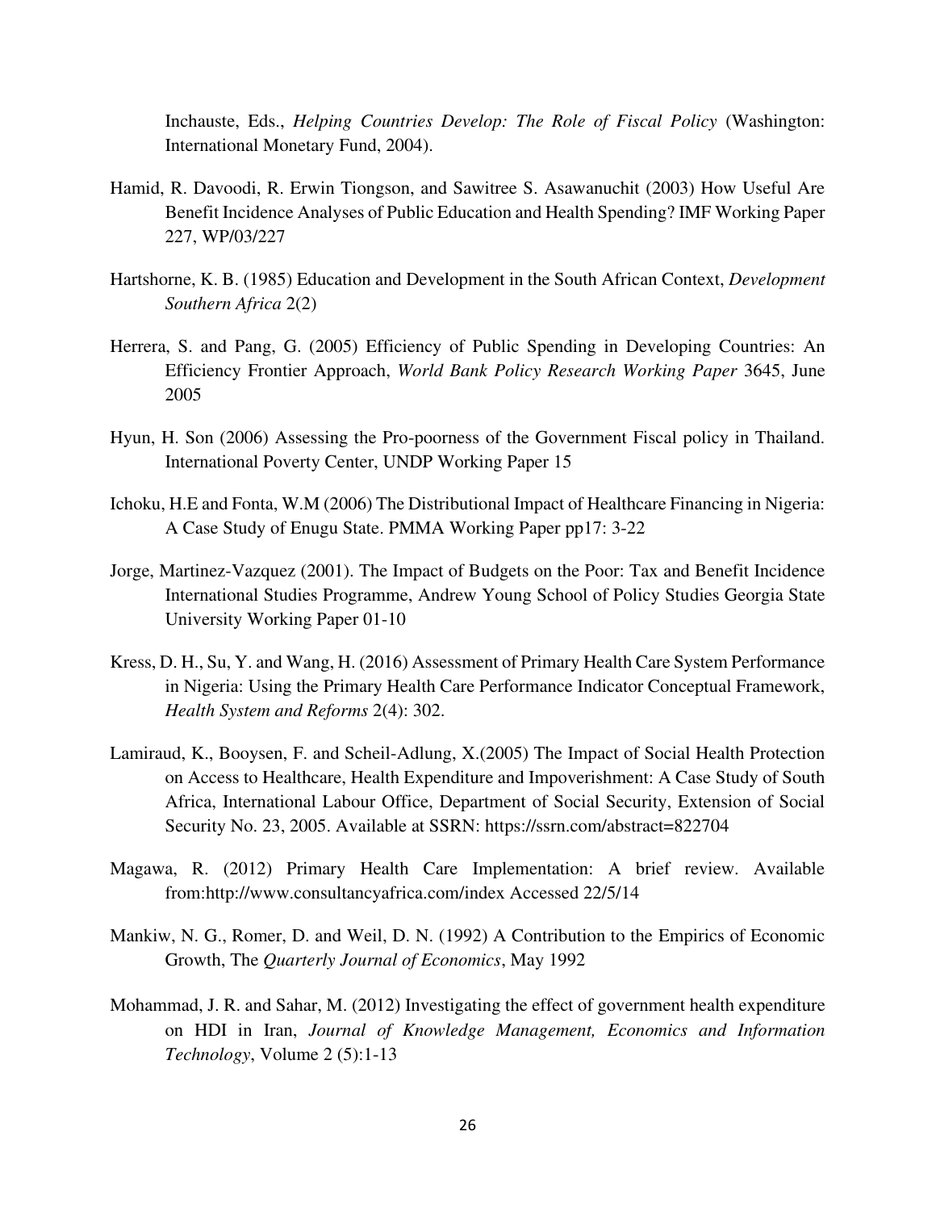Inchauste, Eds., *Helping Countries Develop: The Role of Fiscal Policy* (Washington: International Monetary Fund, 2004).

Hamid, R. Davoodi, R. Erwin Tiongson, and Sawitree S. Asawanuchit (2003) How Useful Are Benefit Incidence Analyses of Public Education and Health Spending? IMF Working Paper 227, WP/03/227

Hartshorne, K. B. (1985) Education and Development in the South African Context, *Development Southern Africa* 2(2)

Herrera, S. and Pang, G. (2005) Efficiency of Public Spending in Developing Countries: An Efficiency Frontier Approach, *World Bank Policy Research Working Paper* 3645, June 2005

Hyun, H. Son (2006) Assessing the Pro-poorness of the Government Fiscal policy in Thailand. International Poverty Center, UNDP Working Paper 15

Ichoku, H.E and Fonta, W.M (2006) The Distributional Impact of Healthcare Financing in Nigeria: A Case Study of Enugu State. PMMA Working Paper pp17: 3-22

Jorge, Martinez-Vazquez (2001). The Impact of Budgets on the Poor: Tax and Benefit Incidence International Studies Programme, Andrew Young School of Policy Studies Georgia State University Working Paper 01-10

Kress, D. H., Su, Y. and Wang, H. (2016) Assessment of Primary Health Care System Performance in Nigeria: Using the Primary Health Care Performance Indicator Conceptual Framework, *Health System and Reforms* 2(4): 302.

Lamiraud, K., Booysen, F. and Scheil-Adlung, X.(2005) The Impact of Social Health Protection on Access to Healthcare, Health Expenditure and Impoverishment: A Case Study of South Africa, International Labour Office, Department of Social Security, Extension of Social Security No. 23, 2005. Available at SSRN: https://ssrn.com/abstract=822704

Magawa, R. (2012) Primary Health Care Implementation: A brief review. Available from:http://www.consultancyafrica.com/index Accessed 22/5/14

Mankiw, N. G., Romer, D. and Weil, D. N. (1992) A Contribution to the Empirics of Economic Growth, The *Quarterly Journal of Economics*, May 1992

Mohammad, J. R. and Sahar, M. (2012) Investigating the effect of government health expenditure on HDI in Iran, *Journal of Knowledge Management, Economics and Information Technology*, Volume 2 (5):1-13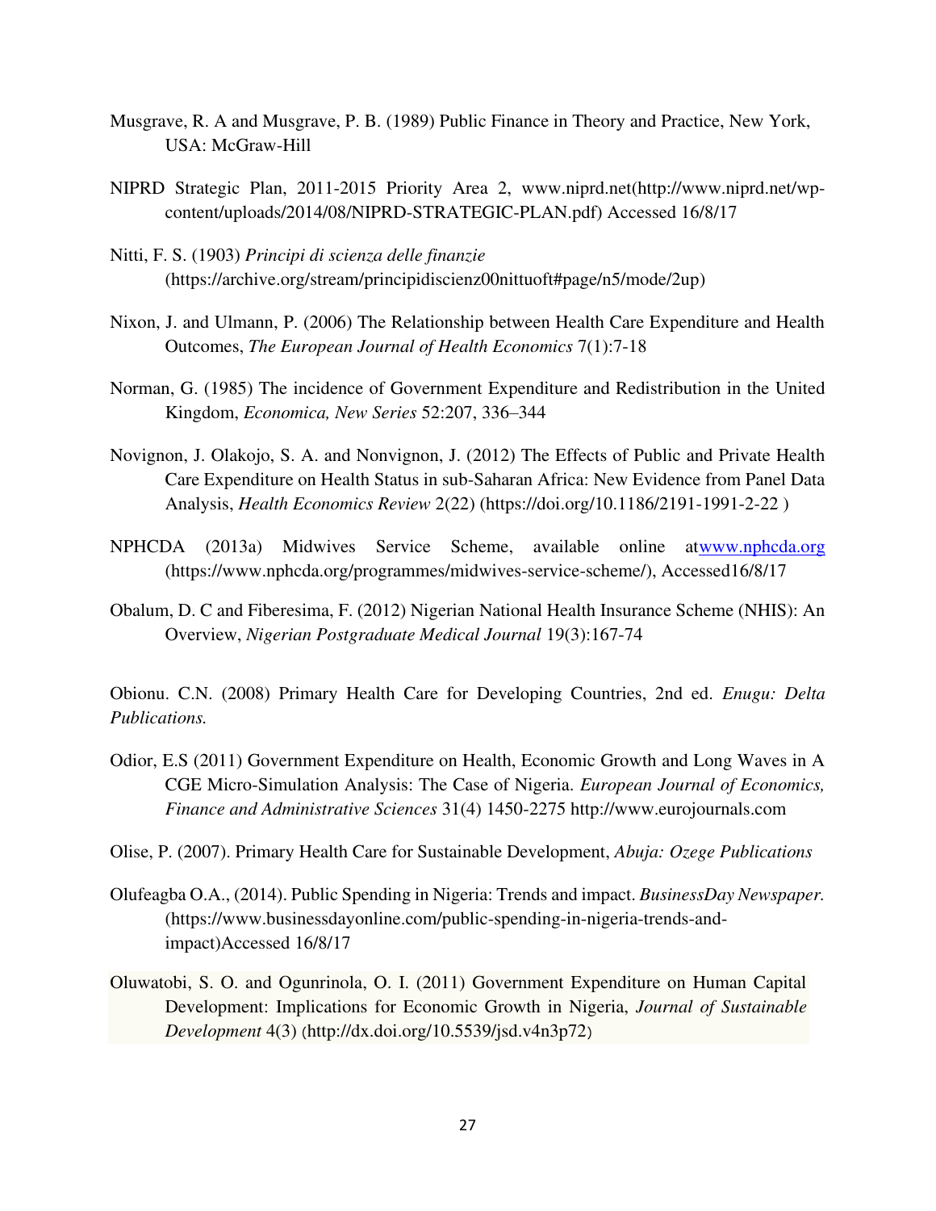Musgrave, R. A and Musgrave, P. B. (1989) Public Finance in Theory and Practice, New York, USA: McGraw-Hill

NIPRD Strategic Plan, 2011-2015 Priority Area 2, www.niprd.net(http://www.niprd.net/wp-content/uploads/2014/08/NIPRD-STRATEGIC-PLAN.pdf) Accessed 16/8/17

Nitti, F. S. (1903) *Principi di scienza delle finanzie* (https://archive.org/stream/principidiscienz00nittuoft#page/n5/mode/2up)

Nixon, J. and Ulmann, P. (2006) The Relationship between Health Care Expenditure and Health Outcomes, *The European Journal of Health Economics* 7(1):7-18

Norman, G. (1985) The incidence of Government Expenditure and Redistribution in the United Kingdom, *Economica, New Series* 52:207, 336–344

Novignon, J. Olakojo, S. A. and Nonvignon, J. (2012) The Effects of Public and Private Health Care Expenditure on Health Status in sub-Saharan Africa: New Evidence from Panel Data Analysis, *Health Economics Review* 2(22) (https://doi.org/10.1186/2191-1991-2-22 )

NPHCDA (2013a) Midwives Service Scheme, available online atwww.nphcda.org (https://www.nphcda.org/programmes/midwives-service-scheme/), Accessed16/8/17

Obalum, D. C and Fiberesima, F. (2012) Nigerian National Health Insurance Scheme (NHIS): An Overview, *Nigerian Postgraduate Medical Journal* 19(3):167-74

Obionu. C.N. (2008) Primary Health Care for Developing Countries, 2nd ed. *Enugu: Delta Publications.*

Odior, E.S (2011) Government Expenditure on Health, Economic Growth and Long Waves in A CGE Micro-Simulation Analysis: The Case of Nigeria. *European Journal of Economics, Finance and Administrative Sciences* 31(4) 1450-2275 http://www.eurojournals.com

Olise, P. (2007). Primary Health Care for Sustainable Development, *Abuja: Ozege Publications*

Olufeagba O.A., (2014). Public Spending in Nigeria: Trends and impact. *BusinessDay Newspaper.* (https://www.businessdayonline.com/public-spending-in-nigeria-trends-and-impact)Accessed 16/8/17

Oluwatobi, S. O. and Ogunrinola, O. I. (2011) Government Expenditure on Human Capital Development: Implications for Economic Growth in Nigeria, *Journal of Sustainable Development* 4(3) (http://dx.doi.org/10.5539/jsd.v4n3p72)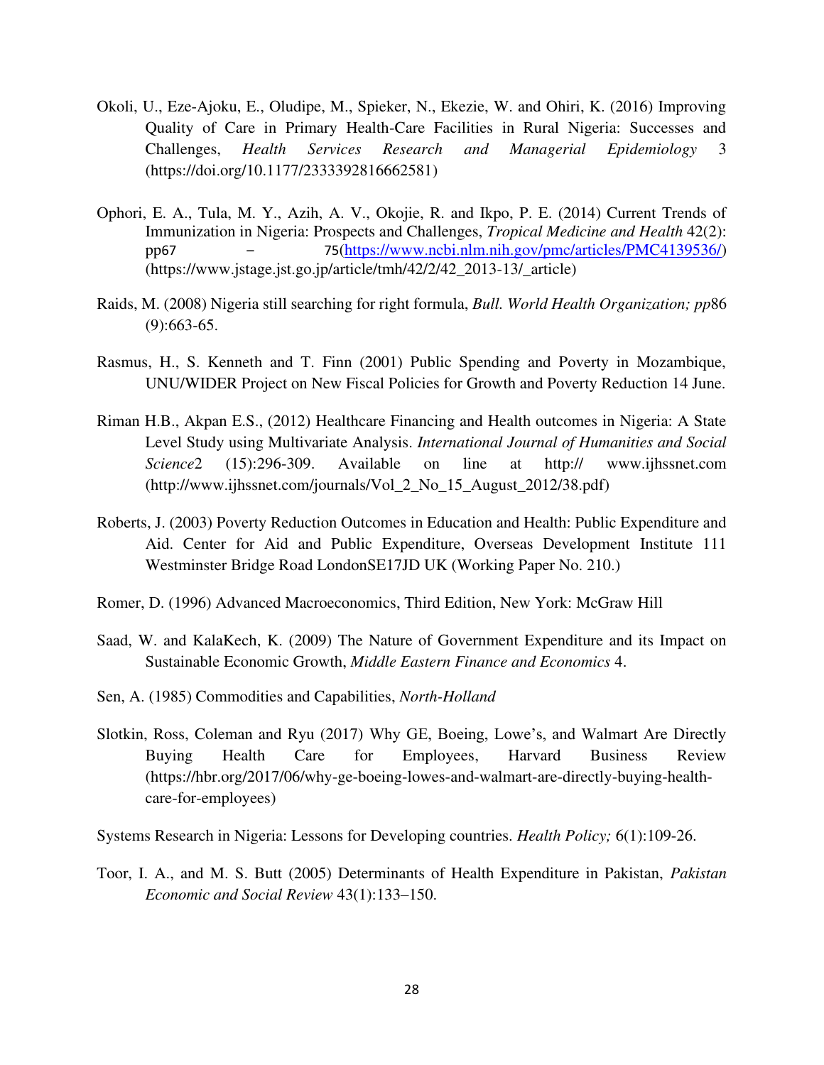Okoli, U., Eze-Ajoku, E., Oludipe, M., Spieker, N., Ekezie, W. and Ohiri, K. (2016) Improving Quality of Care in Primary Health-Care Facilities in Rural Nigeria: Successes and Challenges, *Health Services Research and Managerial Epidemiology* 3 (https://doi.org/10.1177/2333392816662581)

Ophori, E. A., Tula, M. Y., Azih, A. V., Okojie, R. and Ikpo, P. E. (2014) Current Trends of Immunization in Nigeria: Prospects and Challenges, *Tropical Medicine and Health* 42(2): pp67 – 75(https://www.ncbi.nlm.nih.gov/pmc/articles/PMC4139536/) (https://www.jstage.jst.go.jp/article/tmh/42/2/42_2013-13/_article)

Raids, M. (2008) Nigeria still searching for right formula, *Bull. World Health Organization; pp*86 (9):663-65.

Rasmus, H., S. Kenneth and T. Finn (2001) Public Spending and Poverty in Mozambique, UNU/WIDER Project on New Fiscal Policies for Growth and Poverty Reduction 14 June.

Riman H.B., Akpan E.S., (2012) Healthcare Financing and Health outcomes in Nigeria: A State Level Study using Multivariate Analysis. *International Journal of Humanities and Social Science*2 (15):296-309. Available on line at http:// www.ijhssnet.com (http://www.ijhssnet.com/journals/Vol_2_No_15_August_2012/38.pdf)

Roberts, J. (2003) Poverty Reduction Outcomes in Education and Health: Public Expenditure and Aid. Center for Aid and Public Expenditure, Overseas Development Institute 111 Westminster Bridge Road LondonSE17JD UK (Working Paper No. 210.)

Romer, D. (1996) Advanced Macroeconomics, Third Edition, New York: McGraw Hill

Saad, W. and KalaKech, K. (2009) The Nature of Government Expenditure and its Impact on Sustainable Economic Growth, *Middle Eastern Finance and Economics* 4.

Sen, A. (1985) Commodities and Capabilities, *North-Holland*

Slotkin, Ross, Coleman and Ryu (2017) Why GE, Boeing, Lowe's, and Walmart Are Directly Buying Health Care for Employees, Harvard Business Review (https://hbr.org/2017/06/why-ge-boeing-lowes-and-walmart-are-directly-buying-health-care-for-employees)

Systems Research in Nigeria: Lessons for Developing countries. *Health Policy;* 6(1):109-26.

Toor, I. A., and M. S. Butt (2005) Determinants of Health Expenditure in Pakistan, *Pakistan Economic and Social Review* 43(1):133–150.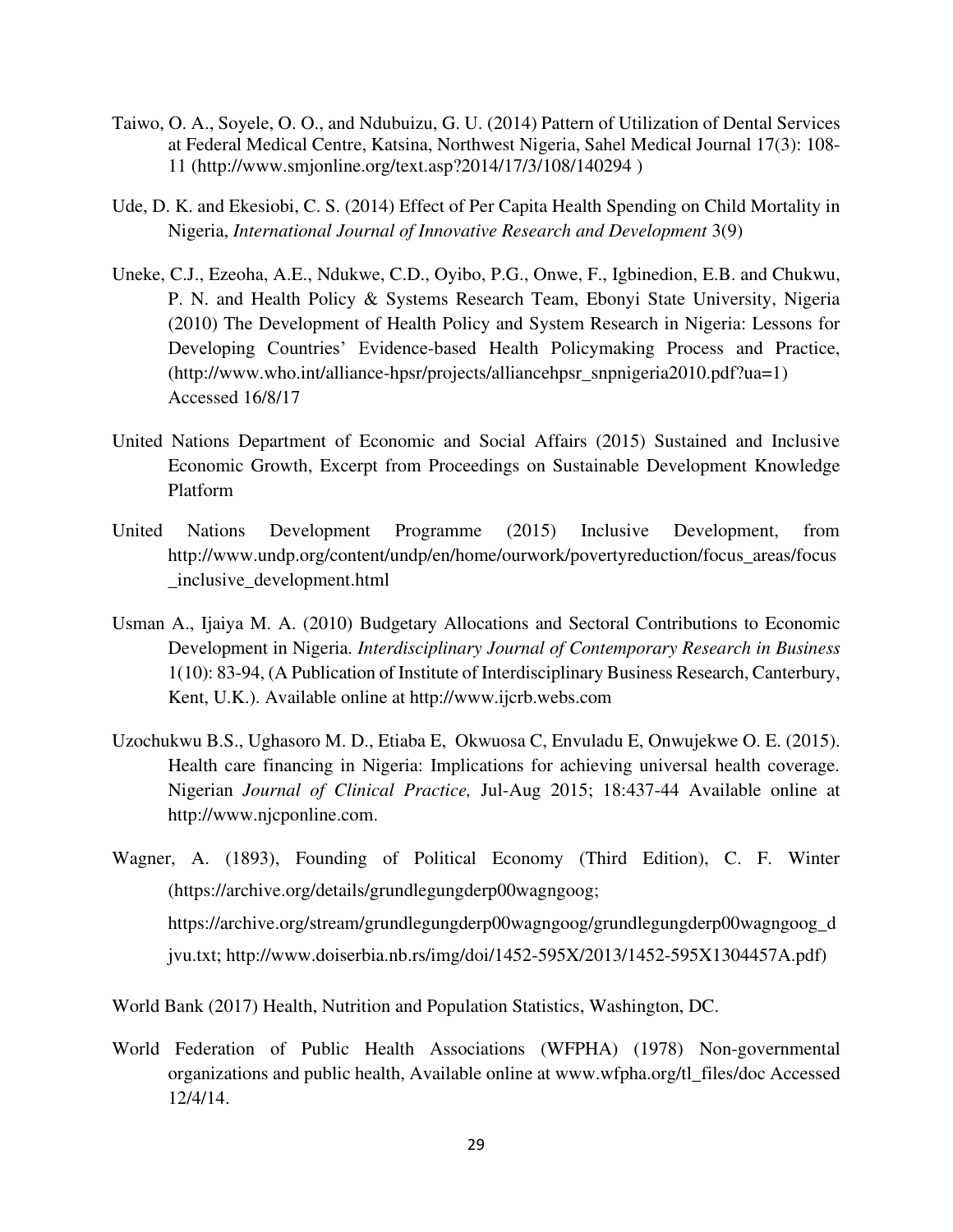Taiwo, O. A., Soyele, O. O., and Ndubuizu, G. U. (2014) Pattern of Utilization of Dental Services at Federal Medical Centre, Katsina, Northwest Nigeria, Sahel Medical Journal 17(3): 108-11 (http://www.smjonline.org/text.asp?2014/17/3/108/140294 )

Ude, D. K. and Ekesiobi, C. S. (2014) Effect of Per Capita Health Spending on Child Mortality in Nigeria, *International Journal of Innovative Research and Development* 3(9)

Uneke, C.J., Ezeoha, A.E., Ndukwe, C.D., Oyibo, P.G., Onwe, F., Igbinedion, E.B. and Chukwu, P. N. and Health Policy & Systems Research Team, Ebonyi State University, Nigeria (2010) The Development of Health Policy and System Research in Nigeria: Lessons for Developing Countries' Evidence-based Health Policymaking Process and Practice, (http://www.who.int/alliance-hpsr/projects/alliancehpsr_snpnigeria2010.pdf?ua=1) Accessed 16/8/17

United Nations Department of Economic and Social Affairs (2015) Sustained and Inclusive Economic Growth, Excerpt from Proceedings on Sustainable Development Knowledge Platform

United Nations Development Programme (2015) Inclusive Development, from http://www.undp.org/content/undp/en/home/ourwork/povertyreduction/focus_areas/focus_inclusive_development.html

Usman A., Ijaiya M. A. (2010) Budgetary Allocations and Sectoral Contributions to Economic Development in Nigeria. *Interdisciplinary Journal of Contemporary Research in Business* 1(10): 83-94, (A Publication of Institute of Interdisciplinary Business Research, Canterbury, Kent, U.K.). Available online at http://www.ijcrb.webs.com

Uzochukwu B.S., Ughasoro M. D., Etiaba E, Okwuosa C, Envuladu E, Onwujekwe O. E. (2015). Health care financing in Nigeria: Implications for achieving universal health coverage. Nigerian *Journal of Clinical Practice,* Jul-Aug 2015; 18:437-44 Available online at http://www.njcponline.com.

Wagner, A. (1893), Founding of Political Economy (Third Edition), C. F. Winter (https://archive.org/details/grundlegungderp00wagngoog; https://archive.org/stream/grundlegungderp00wagngoog/grundlegungderp00wagngoog_djvu.txt; http://www.doiserbia.nb.rs/img/doi/1452-595X/2013/1452-595X1304457A.pdf)

World Bank (2017) Health, Nutrition and Population Statistics, Washington, DC.

World Federation of Public Health Associations (WFPHA) (1978) Non-governmental organizations and public health, Available online at www.wfpha.org/tl_files/doc Accessed 12/4/14.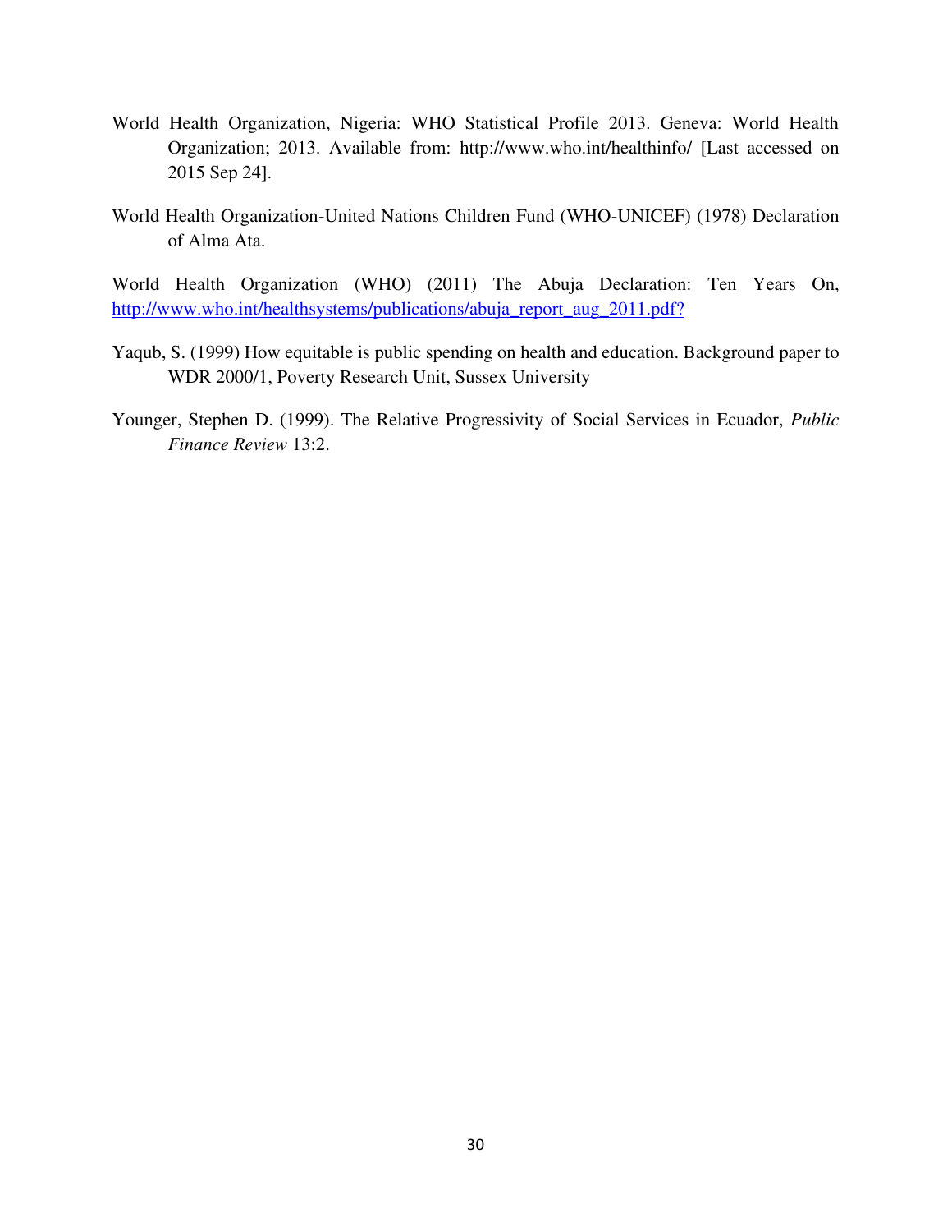World Health Organization, Nigeria: WHO Statistical Profile 2013. Geneva: World Health Organization; 2013. Available from: http://www.who.int/healthinfo/ [Last accessed on 2015 Sep 24].

World Health Organization-United Nations Children Fund (WHO-UNICEF) (1978) Declaration of Alma Ata.

World Health Organization (WHO) (2011) The Abuja Declaration: Ten Years On, http://www.who.int/healthsystems/publications/abuja_report_aug_2011.pdf?

Yaqub, S. (1999) How equitable is public spending on health and education. Background paper to WDR 2000/1, Poverty Research Unit, Sussex University

Younger, Stephen D. (1999). The Relative Progressivity of Social Services in Ecuador, *Public Finance Review* 13:2.